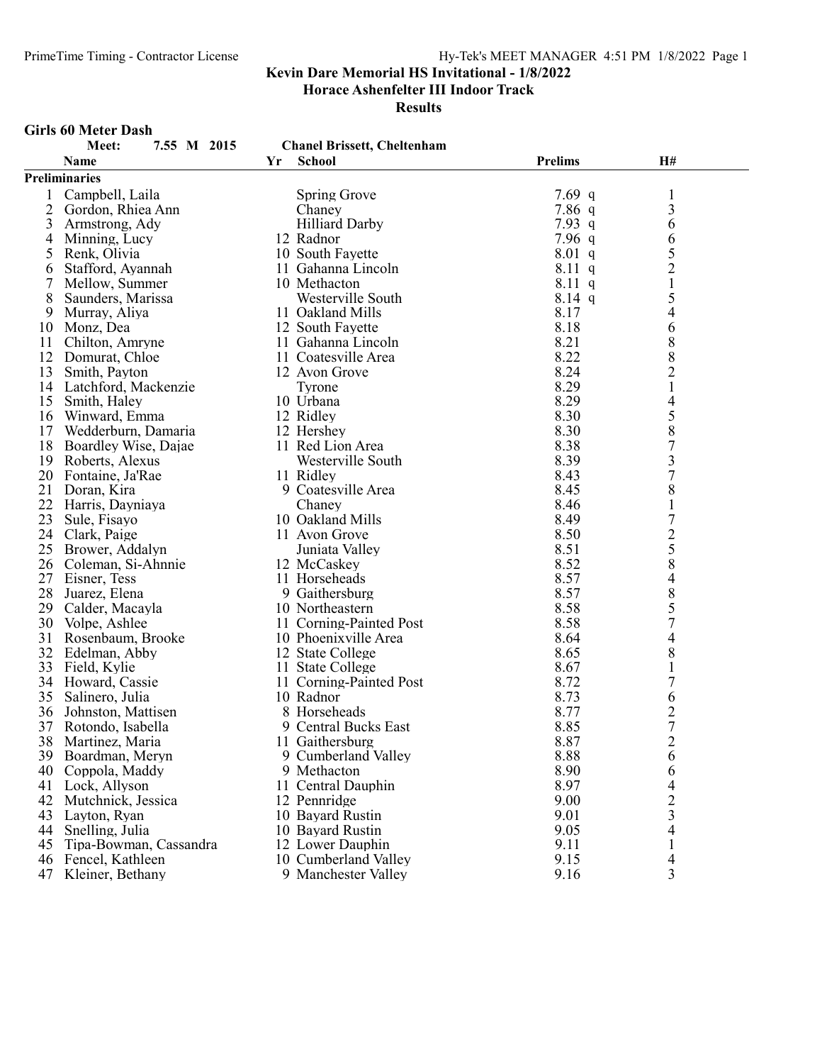## Kevin Dare Memorial HS Invitational - 1/8/2022

### Horace Ashenfelter III Indoor Track

### Results

#### Girls 60 Meter Dash

Meet: 7.55 M 2015 Chanel Brissett, Cheltenham

| | Name | Yr | School | Prelims | | H# |
|---|---|---|---|---|---|---|
| **Preliminaries** | | | | | | |
| 1 | Campbell, Laila | | Spring Grove | 7.69 | q | 1 |
| 2 | Gordon, Rhiea Ann | | Chaney | 7.86 | q | 3 |
| 3 | Armstrong, Ady | | Hilliard Darby | 7.93 | q | 6 |
| 4 | Minning, Lucy | 12 | Radnor | 7.96 | q | 6 |
| 5 | Renk, Olivia | 10 | South Fayette | 8.01 | q | 5 |
| 6 | Stafford, Ayannah | 11 | Gahanna Lincoln | 8.11 | q | 2 |
| 7 | Mellow, Summer | 10 | Methacton | 8.11 | q | 1 |
| 8 | Saunders, Marissa | | Westerville South | 8.14 | q | 5 |
| 9 | Murray, Aliya | 11 | Oakland Mills | 8.17 | | 4 |
| 10 | Monz, Dea | 12 | South Fayette | 8.18 | | 6 |
| 11 | Chilton, Amryne | 11 | Gahanna Lincoln | 8.21 | | 8 |
| 12 | Domurat, Chloe | 11 | Coatesville Area | 8.22 | | 8 |
| 13 | Smith, Payton | 12 | Avon Grove | 8.24 | | 2 |
| 14 | Latchford, Mackenzie | | Tyrone | 8.29 | | 1 |
| 15 | Smith, Haley | 10 | Urbana | 8.29 | | 4 |
| 16 | Winward, Emma | 12 | Ridley | 8.30 | | 5 |
| 17 | Wedderburn, Damaria | 12 | Hershey | 8.30 | | 8 |
| 18 | Boardley Wise, Dajae | 11 | Red Lion Area | 8.38 | | 7 |
| 19 | Roberts, Alexus | | Westerville South | 8.39 | | 3 |
| 20 | Fontaine, Ja'Rae | 11 | Ridley | 8.43 | | 7 |
| 21 | Doran, Kira | 9 | Coatesville Area | 8.45 | | 8 |
| 22 | Harris, Dayniaya | | Chaney | 8.46 | | 1 |
| 23 | Sule, Fisayo | 10 | Oakland Mills | 8.49 | | 7 |
| 24 | Clark, Paige | 11 | Avon Grove | 8.50 | | 2 |
| 25 | Brower, Addalyn | | Juniata Valley | 8.51 | | 5 |
| 26 | Coleman, Si-Ahnnie | 12 | McCaskey | 8.52 | | 8 |
| 27 | Eisner, Tess | 11 | Horseheads | 8.57 | | 4 |
| 28 | Juarez, Elena | 9 | Gaithersburg | 8.57 | | 8 |
| 29 | Calder, Macayla | 10 | Northeastern | 8.58 | | 5 |
| 30 | Volpe, Ashlee | 11 | Corning-Painted Post | 8.58 | | 7 |
| 31 | Rosenbaum, Brooke | 10 | Phoenixville Area | 8.64 | | 4 |
| 32 | Edelman, Abby | 12 | State College | 8.65 | | 8 |
| 33 | Field, Kylie | 11 | State College | 8.67 | | 1 |
| 34 | Howard, Cassie | 11 | Corning-Painted Post | 8.72 | | 7 |
| 35 | Salinero, Julia | 10 | Radnor | 8.73 | | 6 |
| 36 | Johnston, Mattisen | 8 | Horseheads | 8.77 | | 2 |
| 37 | Rotondo, Isabella | 9 | Central Bucks East | 8.85 | | 7 |
| 38 | Martinez, Maria | 11 | Gaithersburg | 8.87 | | 2 |
| 39 | Boardman, Meryn | 9 | Cumberland Valley | 8.88 | | 6 |
| 40 | Coppola, Maddy | 9 | Methacton | 8.90 | | 6 |
| 41 | Lock, Allyson | 11 | Central Dauphin | 8.97 | | 4 |
| 42 | Mutchnick, Jessica | 12 | Pennridge | 9.00 | | 2 |
| 43 | Layton, Ryan | 10 | Bayard Rustin | 9.01 | | 3 |
| 44 | Snelling, Julia | 10 | Bayard Rustin | 9.05 | | 4 |
| 45 | Tipa-Bowman, Cassandra | 12 | Lower Dauphin | 9.11 | | 1 |
| 46 | Fencel, Kathleen | 10 | Cumberland Valley | 9.15 | | 4 |
| 47 | Kleiner, Bethany | 9 | Manchester Valley | 9.16 | | 3 |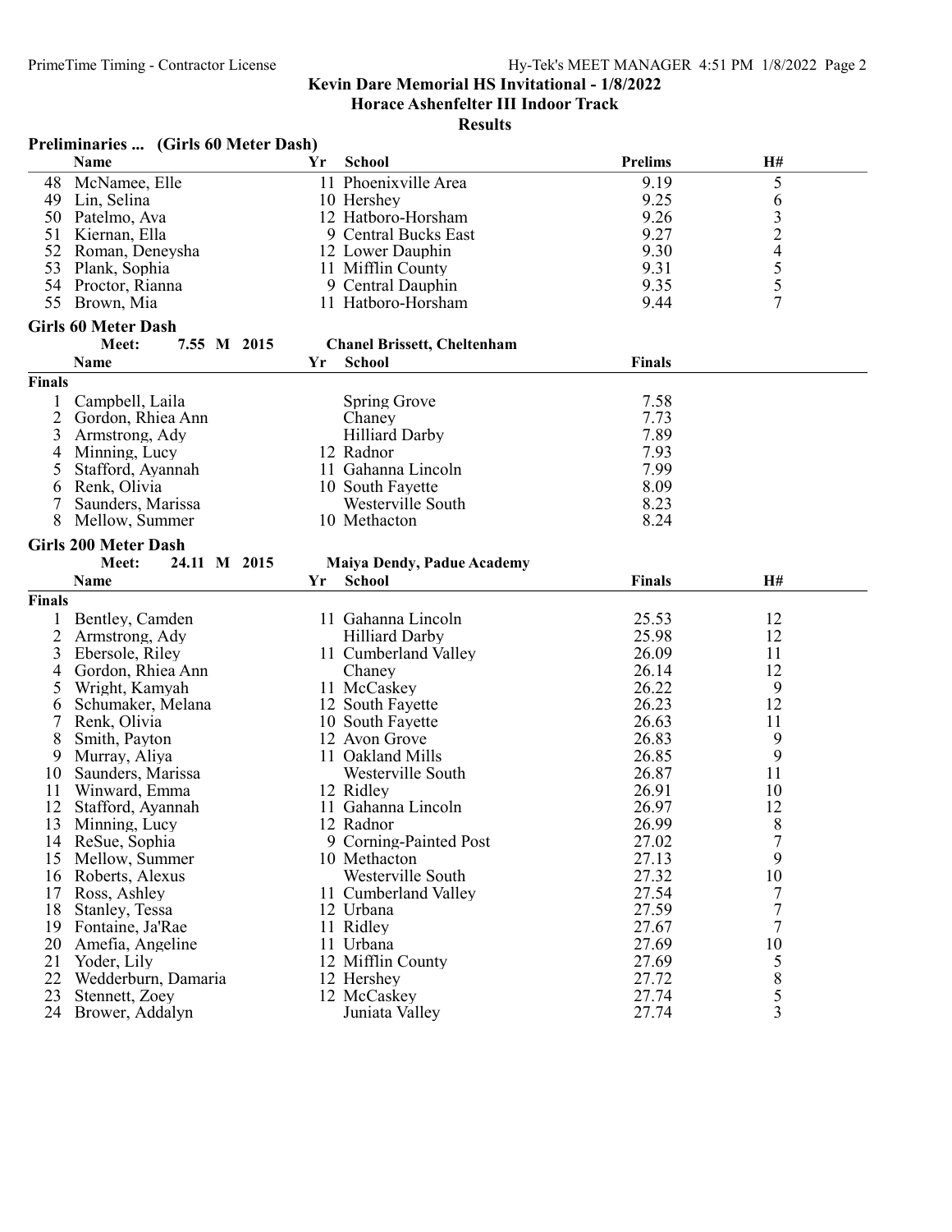## Kevin Dare Memorial HS Invitational - 1/8/2022

### Horace Ashenfelter III Indoor Track

### Results

#### Preliminaries ... (Girls 60 Meter Dash)

| | Name | Yr | School | Prelims | H# |
|---|---|---|---|---|---|
| 48 | McNamee, Elle | 11 | Phoenixville Area | 9.19 | 5 |
| 49 | Lin, Selina | 10 | Hershey | 9.25 | 6 |
| 50 | Patelmo, Ava | 12 | Hatboro-Horsham | 9.26 | 3 |
| 51 | Kiernan, Ella | 9 | Central Bucks East | 9.27 | 2 |
| 52 | Roman, Deneysha | 12 | Lower Dauphin | 9.30 | 4 |
| 53 | Plank, Sophia | 11 | Mifflin County | 9.31 | 5 |
| 54 | Proctor, Rianna | 9 | Central Dauphin | 9.35 | 5 |
| 55 | Brown, Mia | 11 | Hatboro-Horsham | 9.44 | 7 |

#### Girls 60 Meter Dash

Meet: 7.55 M 2015 Chanel Brissett, Cheltenham

**Finals**

| | Name | Yr | School | Finals |
|---|---|---|---|---|
| 1 | Campbell, Laila | | Spring Grove | 7.58 |
| 2 | Gordon, Rhiea Ann | | Chaney | 7.73 |
| 3 | Armstrong, Ady | | Hilliard Darby | 7.89 |
| 4 | Minning, Lucy | 12 | Radnor | 7.93 |
| 5 | Stafford, Ayannah | 11 | Gahanna Lincoln | 7.99 |
| 6 | Renk, Olivia | 10 | South Fayette | 8.09 |
| 7 | Saunders, Marissa | | Westerville South | 8.23 |
| 8 | Mellow, Summer | 10 | Methacton | 8.24 |

#### Girls 200 Meter Dash

Meet: 24.11 M 2015 Maiya Dendy, Padue Academy

**Finals**

| | Name | Yr | School | Finals | H# |
|---|---|---|---|---|---|
| 1 | Bentley, Camden | 11 | Gahanna Lincoln | 25.53 | 12 |
| 2 | Armstrong, Ady | | Hilliard Darby | 25.98 | 12 |
| 3 | Ebersole, Riley | 11 | Cumberland Valley | 26.09 | 11 |
| 4 | Gordon, Rhiea Ann | | Chaney | 26.14 | 12 |
| 5 | Wright, Kamyah | 11 | McCaskey | 26.22 | 9 |
| 6 | Schumaker, Melana | 12 | South Fayette | 26.23 | 12 |
| 7 | Renk, Olivia | 10 | South Fayette | 26.63 | 11 |
| 8 | Smith, Payton | 12 | Avon Grove | 26.83 | 9 |
| 9 | Murray, Aliya | 11 | Oakland Mills | 26.85 | 9 |
| 10 | Saunders, Marissa | | Westerville South | 26.87 | 11 |
| 11 | Winward, Emma | 12 | Ridley | 26.91 | 10 |
| 12 | Stafford, Ayannah | 11 | Gahanna Lincoln | 26.97 | 12 |
| 13 | Minning, Lucy | 12 | Radnor | 26.99 | 8 |
| 14 | ReSue, Sophia | 9 | Corning-Painted Post | 27.02 | 7 |
| 15 | Mellow, Summer | 10 | Methacton | 27.13 | 9 |
| 16 | Roberts, Alexus | | Westerville South | 27.32 | 10 |
| 17 | Ross, Ashley | 11 | Cumberland Valley | 27.54 | 7 |
| 18 | Stanley, Tessa | 12 | Urbana | 27.59 | 7 |
| 19 | Fontaine, Ja'Rae | 11 | Ridley | 27.67 | 7 |
| 20 | Amefia, Angeline | 11 | Urbana | 27.69 | 10 |
| 21 | Yoder, Lily | 12 | Mifflin County | 27.69 | 5 |
| 22 | Wedderburn, Damaria | 12 | Hershey | 27.72 | 8 |
| 23 | Stennett, Zoey | 12 | McCaskey | 27.74 | 5 |
| 24 | Brower, Addalyn | | Juniata Valley | 27.74 | 3 |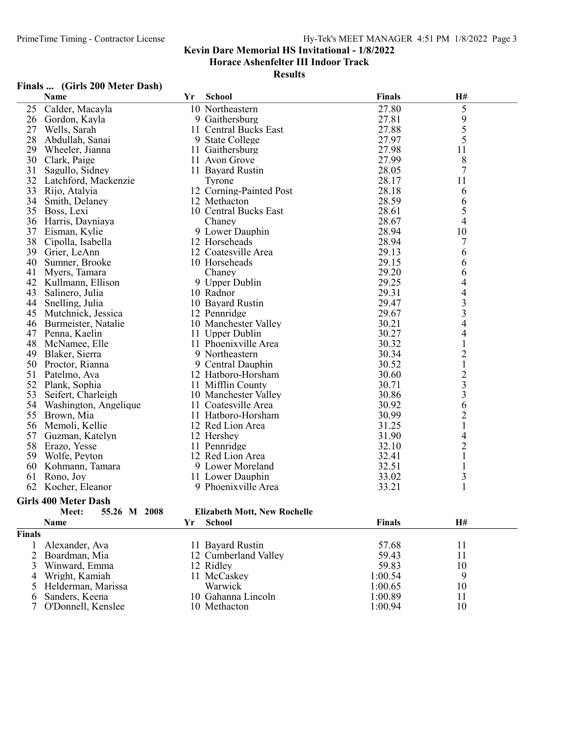# Kevin Dare Memorial HS Invitational - 1/8/2022
## Horace Ashenfelter III Indoor Track
### Results

**Finals ... (Girls 200 Meter Dash)**

| | Name | Yr | School | Finals | H# |
|---|---|---|---|---|---|
| 25 | Calder, Macayla | 10 | Northeastern | 27.80 | 5 |
| 26 | Gordon, Kayla | 9 | Gaithersburg | 27.81 | 9 |
| 27 | Wells, Sarah | 11 | Central Bucks East | 27.88 | 5 |
| 28 | Abdullah, Sanai | 9 | State College | 27.97 | 5 |
| 29 | Wheeler, Jianna | 11 | Gaithersburg | 27.98 | 11 |
| 30 | Clark, Paige | 11 | Avon Grove | 27.99 | 8 |
| 31 | Sagullo, Sidney | 11 | Bayard Rustin | 28.05 | 7 |
| 32 | Latchford, Mackenzie | | Tyrone | 28.17 | 11 |
| 33 | Rijo, Atalyia | 12 | Corning-Painted Post | 28.18 | 6 |
| 34 | Smith, Delaney | 12 | Methacton | 28.59 | 6 |
| 35 | Boss, Lexi | 10 | Central Bucks East | 28.61 | 5 |
| 36 | Harris, Dayniaya | | Chaney | 28.67 | 4 |
| 37 | Eisman, Kylie | 9 | Lower Dauphin | 28.94 | 10 |
| 38 | Cipolla, Isabella | 12 | Horseheads | 28.94 | 7 |
| 39 | Grier, LeAnn | 12 | Coatesville Area | 29.13 | 6 |
| 40 | Sumner, Brooke | 10 | Horseheads | 29.15 | 6 |
| 41 | Myers, Tamara | | Chaney | 29.20 | 6 |
| 42 | Kullmann, Ellison | 9 | Upper Dublin | 29.25 | 4 |
| 43 | Salinero, Julia | 10 | Radnor | 29.31 | 4 |
| 44 | Snelling, Julia | 10 | Bayard Rustin | 29.47 | 3 |
| 45 | Mutchnick, Jessica | 12 | Pennridge | 29.67 | 3 |
| 46 | Burmeister, Natalie | 10 | Manchester Valley | 30.21 | 4 |
| 47 | Penna, Kaelin | 11 | Upper Dublin | 30.27 | 4 |
| 48 | McNamee, Elle | 11 | Phoenixville Area | 30.32 | 1 |
| 49 | Blaker, Sierra | 9 | Northeastern | 30.34 | 2 |
| 50 | Proctor, Rianna | 9 | Central Dauphin | 30.52 | 1 |
| 51 | Patelmo, Ava | 12 | Hatboro-Horsham | 30.60 | 2 |
| 52 | Plank, Sophia | 11 | Mifflin County | 30.71 | 3 |
| 53 | Seifert, Charleigh | 10 | Manchester Valley | 30.86 | 3 |
| 54 | Washington, Angelique | 11 | Coatesville Area | 30.92 | 6 |
| 55 | Brown, Mia | 11 | Hatboro-Horsham | 30.99 | 2 |
| 56 | Memoli, Kellie | 12 | Red Lion Area | 31.25 | 1 |
| 57 | Guzman, Katelyn | 12 | Hershey | 31.90 | 4 |
| 58 | Erazo, Yesse | 11 | Pennridge | 32.10 | 2 |
| 59 | Wolfe, Peyton | 12 | Red Lion Area | 32.41 | 1 |
| 60 | Kohmann, Tamara | 9 | Lower Moreland | 32.51 | 1 |
| 61 | Rono, Joy | 11 | Lower Dauphin | 33.02 | 3 |
| 62 | Kocher, Eleanor | 9 | Phoenixville Area | 33.21 | 1 |

**Girls 400 Meter Dash**

Meet: 55.26 M 2008 — Elizabeth Mott, New Rochelle

| | Name | Yr | School | Finals | H# |
|---|---|---|---|---|---|
| **Finals** | | | | | |
| 1 | Alexander, Ava | 11 | Bayard Rustin | 57.68 | 11 |
| 2 | Boardman, Mia | 12 | Cumberland Valley | 59.43 | 11 |
| 3 | Winward, Emma | 12 | Ridley | 59.83 | 10 |
| 4 | Wright, Kamiah | 11 | McCaskey | 1:00.54 | 9 |
| 5 | Helderman, Marissa | | Warwick | 1:00.65 | 10 |
| 6 | Sanders, Keena | 10 | Gahanna Lincoln | 1:00.89 | 11 |
| 7 | O'Donnell, Kenslee | 10 | Methacton | 1:00.94 | 10 |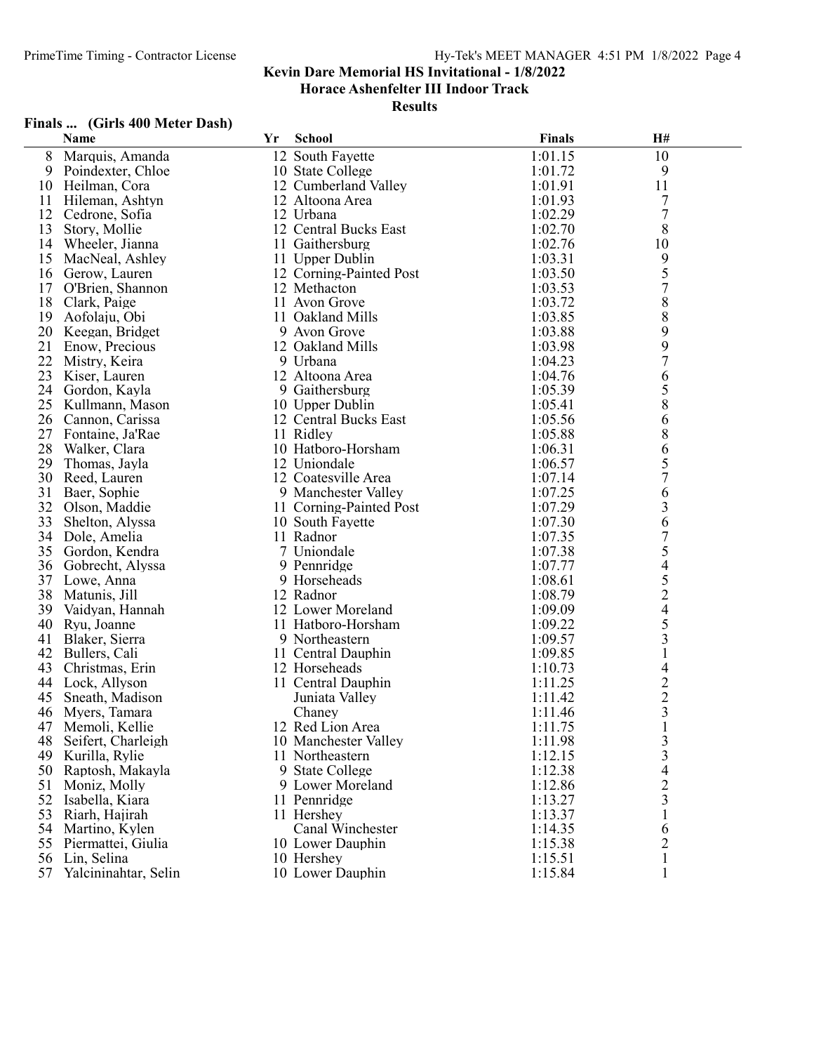## Kevin Dare Memorial HS Invitational - 1/8/2022

### Horace Ashenfelter III Indoor Track

### Results

#### Finals ... (Girls 400 Meter Dash)

| | Name | Yr | School | Finals | H# |
|---|---|---|---|---|---|
| 8 | Marquis, Amanda | 12 | South Fayette | 1:01.15 | 10 |
| 9 | Poindexter, Chloe | 10 | State College | 1:01.72 | 9 |
| 10 | Heilman, Cora | 12 | Cumberland Valley | 1:01.91 | 11 |
| 11 | Hileman, Ashtyn | 12 | Altoona Area | 1:01.93 | 7 |
| 12 | Cedrone, Sofia | 12 | Urbana | 1:02.29 | 7 |
| 13 | Story, Mollie | 12 | Central Bucks East | 1:02.70 | 8 |
| 14 | Wheeler, Jianna | 11 | Gaithersburg | 1:02.76 | 10 |
| 15 | MacNeal, Ashley | 11 | Upper Dublin | 1:03.31 | 9 |
| 16 | Gerow, Lauren | 12 | Corning-Painted Post | 1:03.50 | 5 |
| 17 | O'Brien, Shannon | 12 | Methacton | 1:03.53 | 7 |
| 18 | Clark, Paige | 11 | Avon Grove | 1:03.72 | 8 |
| 19 | Aofolaju, Obi | 11 | Oakland Mills | 1:03.85 | 8 |
| 20 | Keegan, Bridget | 9 | Avon Grove | 1:03.88 | 9 |
| 21 | Enow, Precious | 12 | Oakland Mills | 1:03.98 | 9 |
| 22 | Mistry, Keira | 9 | Urbana | 1:04.23 | 7 |
| 23 | Kiser, Lauren | 12 | Altoona Area | 1:04.76 | 6 |
| 24 | Gordon, Kayla | 9 | Gaithersburg | 1:05.39 | 5 |
| 25 | Kullmann, Mason | 10 | Upper Dublin | 1:05.41 | 8 |
| 26 | Cannon, Carissa | 12 | Central Bucks East | 1:05.56 | 6 |
| 27 | Fontaine, Ja'Rae | 11 | Ridley | 1:05.88 | 8 |
| 28 | Walker, Clara | 10 | Hatboro-Horsham | 1:06.31 | 6 |
| 29 | Thomas, Jayla | 12 | Uniondale | 1:06.57 | 5 |
| 30 | Reed, Lauren | 12 | Coatesville Area | 1:07.14 | 7 |
| 31 | Baer, Sophie | 9 | Manchester Valley | 1:07.25 | 6 |
| 32 | Olson, Maddie | 11 | Corning-Painted Post | 1:07.29 | 3 |
| 33 | Shelton, Alyssa | 10 | South Fayette | 1:07.30 | 6 |
| 34 | Dole, Amelia | 11 | Radnor | 1:07.35 | 7 |
| 35 | Gordon, Kendra | 7 | Uniondale | 1:07.38 | 5 |
| 36 | Gobrecht, Alyssa | 9 | Pennridge | 1:07.77 | 4 |
| 37 | Lowe, Anna | 9 | Horseheads | 1:08.61 | 5 |
| 38 | Matunis, Jill | 12 | Radnor | 1:08.79 | 2 |
| 39 | Vaidyan, Hannah | 12 | Lower Moreland | 1:09.09 | 4 |
| 40 | Ryu, Joanne | 11 | Hatboro-Horsham | 1:09.22 | 5 |
| 41 | Blaker, Sierra | 9 | Northeastern | 1:09.57 | 3 |
| 42 | Bullers, Cali | 11 | Central Dauphin | 1:09.85 | 1 |
| 43 | Christmas, Erin | 12 | Horseheads | 1:10.73 | 4 |
| 44 | Lock, Allyson | 11 | Central Dauphin | 1:11.25 | 2 |
| 45 | Sneath, Madison | | Juniata Valley | 1:11.42 | 2 |
| 46 | Myers, Tamara | | Chaney | 1:11.46 | 3 |
| 47 | Memoli, Kellie | 12 | Red Lion Area | 1:11.75 | 1 |
| 48 | Seifert, Charleigh | 10 | Manchester Valley | 1:11.98 | 3 |
| 49 | Kurilla, Rylie | 11 | Northeastern | 1:12.15 | 3 |
| 50 | Raptosh, Makayla | 9 | State College | 1:12.38 | 4 |
| 51 | Moniz, Molly | 9 | Lower Moreland | 1:12.86 | 2 |
| 52 | Isabella, Kiara | 11 | Pennridge | 1:13.27 | 3 |
| 53 | Riarh, Hajirah | 11 | Hershey | 1:13.37 | 1 |
| 54 | Martino, Kylen | | Canal Winchester | 1:14.35 | 6 |
| 55 | Piermattei, Giulia | 10 | Lower Dauphin | 1:15.38 | 2 |
| 56 | Lin, Selina | 10 | Hershey | 1:15.51 | 1 |
| 57 | Yalcininahtar, Selin | 10 | Lower Dauphin | 1:15.84 | 1 |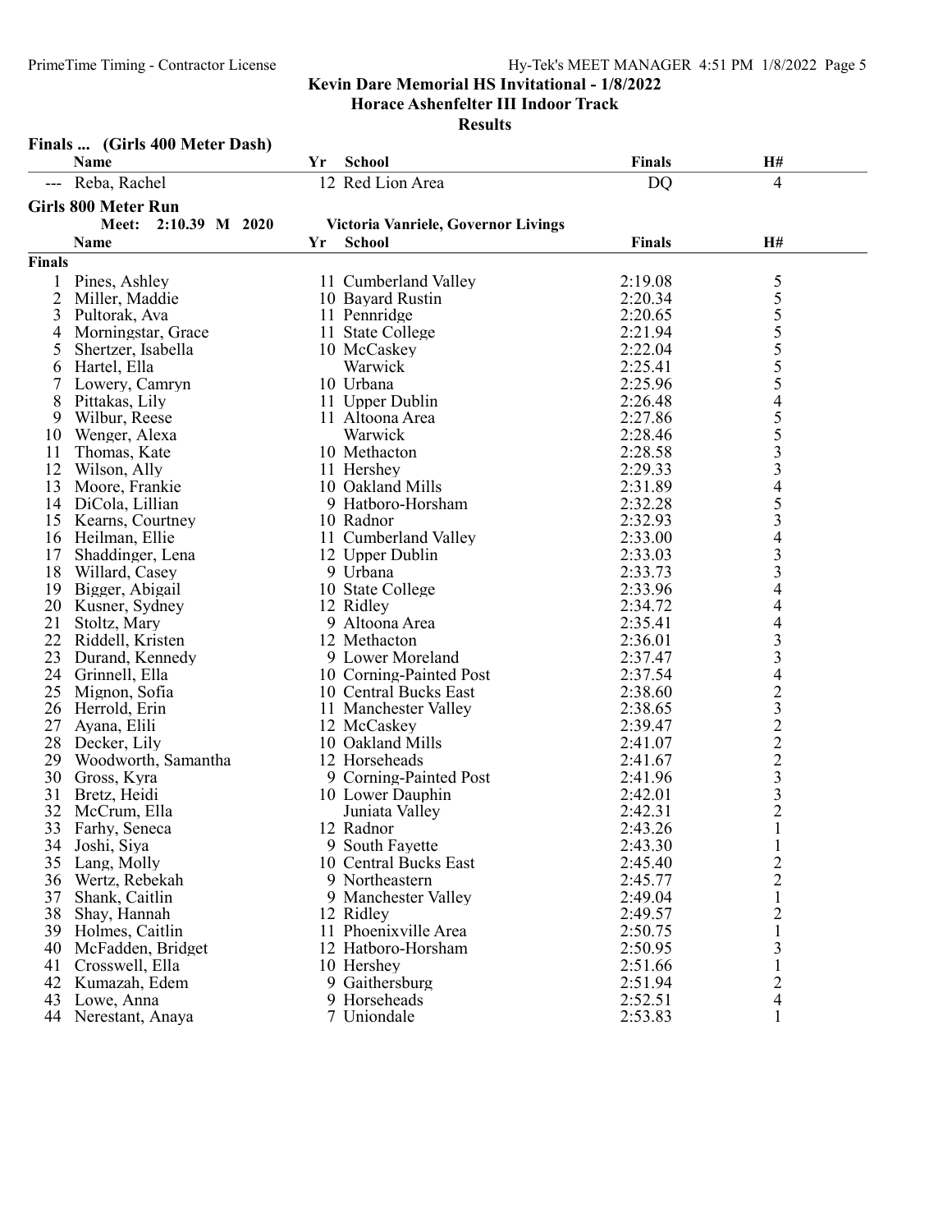# Kevin Dare Memorial HS Invitational - 1/8/2022
## Horace Ashenfelter III Indoor Track
### Results

**Finals ... (Girls 400 Meter Dash)**

| | Name | Yr | School | Finals | H# |
|---|---|---|---|---|---|
| --- | Reba, Rachel | 12 | Red Lion Area | DQ | 4 |

**Girls 800 Meter Run**

Meet: 2:10.39 M 2020 Victoria Vanriele, Governor Livings

| | Name | Yr | School | Finals | H# |
|---|---|---|---|---|---|
| **Finals** | | | | | |
| 1 | Pines, Ashley | 11 | Cumberland Valley | 2:19.08 | 5 |
| 2 | Miller, Maddie | 10 | Bayard Rustin | 2:20.34 | 5 |
| 3 | Pultorak, Ava | 11 | Pennridge | 2:20.65 | 5 |
| 4 | Morningstar, Grace | 11 | State College | 2:21.94 | 5 |
| 5 | Shertzer, Isabella | 10 | McCaskey | 2:22.04 | 5 |
| 6 | Hartel, Ella | | Warwick | 2:25.41 | 5 |
| 7 | Lowery, Camryn | 10 | Urbana | 2:25.96 | 5 |
| 8 | Pittakas, Lily | 11 | Upper Dublin | 2:26.48 | 4 |
| 9 | Wilbur, Reese | 11 | Altoona Area | 2:27.86 | 5 |
| 10 | Wenger, Alexa | | Warwick | 2:28.46 | 5 |
| 11 | Thomas, Kate | 10 | Methacton | 2:28.58 | 3 |
| 12 | Wilson, Ally | 11 | Hershey | 2:29.33 | 3 |
| 13 | Moore, Frankie | 10 | Oakland Mills | 2:31.89 | 4 |
| 14 | DiCola, Lillian | 9 | Hatboro-Horsham | 2:32.28 | 5 |
| 15 | Kearns, Courtney | 10 | Radnor | 2:32.93 | 3 |
| 16 | Heilman, Ellie | 11 | Cumberland Valley | 2:33.00 | 4 |
| 17 | Shaddinger, Lena | 12 | Upper Dublin | 2:33.03 | 3 |
| 18 | Willard, Casey | 9 | Urbana | 2:33.73 | 3 |
| 19 | Bigger, Abigail | 10 | State College | 2:33.96 | 4 |
| 20 | Kusner, Sydney | 12 | Ridley | 2:34.72 | 4 |
| 21 | Stoltz, Mary | 9 | Altoona Area | 2:35.41 | 4 |
| 22 | Riddell, Kristen | 12 | Methacton | 2:36.01 | 3 |
| 23 | Durand, Kennedy | 9 | Lower Moreland | 2:37.47 | 3 |
| 24 | Grinnell, Ella | 10 | Corning-Painted Post | 2:37.54 | 4 |
| 25 | Mignon, Sofia | 10 | Central Bucks East | 2:38.60 | 2 |
| 26 | Herrold, Erin | 11 | Manchester Valley | 2:38.65 | 3 |
| 27 | Ayana, Elili | 12 | McCaskey | 2:39.47 | 2 |
| 28 | Decker, Lily | 10 | Oakland Mills | 2:41.07 | 2 |
| 29 | Woodworth, Samantha | 12 | Horseheads | 2:41.67 | 2 |
| 30 | Gross, Kyra | 9 | Corning-Painted Post | 2:41.96 | 3 |
| 31 | Bretz, Heidi | 10 | Lower Dauphin | 2:42.01 | 3 |
| 32 | McCrum, Ella | | Juniata Valley | 2:42.31 | 2 |
| 33 | Farhy, Seneca | 12 | Radnor | 2:43.26 | 1 |
| 34 | Joshi, Siya | 9 | South Fayette | 2:43.30 | 1 |
| 35 | Lang, Molly | 10 | Central Bucks East | 2:45.40 | 2 |
| 36 | Wertz, Rebekah | 9 | Northeastern | 2:45.77 | 2 |
| 37 | Shank, Caitlin | 9 | Manchester Valley | 2:49.04 | 1 |
| 38 | Shay, Hannah | 12 | Ridley | 2:49.57 | 2 |
| 39 | Holmes, Caitlin | 11 | Phoenixville Area | 2:50.75 | 1 |
| 40 | McFadden, Bridget | 12 | Hatboro-Horsham | 2:50.95 | 3 |
| 41 | Crosswell, Ella | 10 | Hershey | 2:51.66 | 1 |
| 42 | Kumazah, Edem | 9 | Gaithersburg | 2:51.94 | 2 |
| 43 | Lowe, Anna | 9 | Horseheads | 2:52.51 | 4 |
| 44 | Nerestant, Anaya | 7 | Uniondale | 2:53.83 | 1 |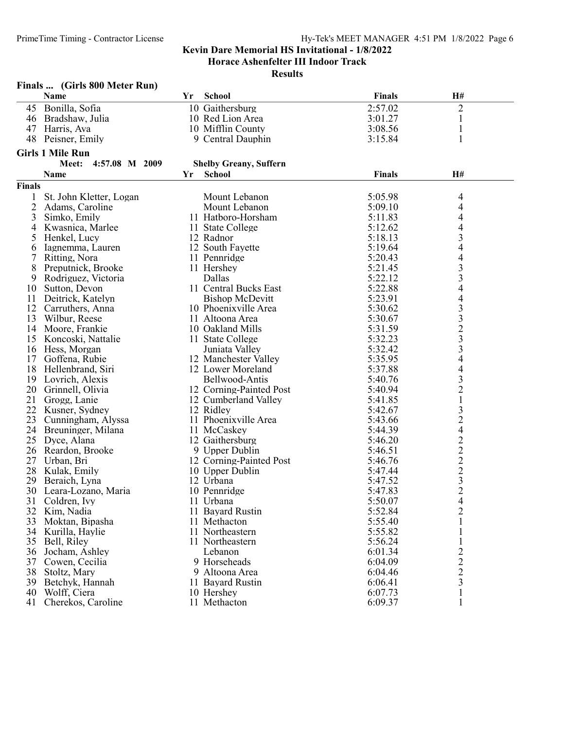Kevin Dare Memorial HS Invitational - 1/8/2022
Horace Ashenfelter III Indoor Track
Results

### Finals ... (Girls 800 Meter Run)

| | Name | Yr | School | Finals | H# |
|---|---|---|---|---|---|
| 45 | Bonilla, Sofia | 10 | Gaithersburg | 2:57.02 | 2 |
| 46 | Bradshaw, Julia | 10 | Red Lion Area | 3:01.27 | 1 |
| 47 | Harris, Ava | 10 | Mifflin County | 3:08.56 | 1 |
| 48 | Peisner, Emily | 9 | Central Dauphin | 3:15.84 | 1 |

### Girls 1 Mile Run

Meet: 4:57.08 M 2009 — Shelby Greany, Suffern

**Finals**

| | Name | Yr | School | Finals | H# |
|---|---|---|---|---|---|
| 1 | St. John Kletter, Logan | | Mount Lebanon | 5:05.98 | 4 |
| 2 | Adams, Caroline | | Mount Lebanon | 5:09.10 | 4 |
| 3 | Simko, Emily | 11 | Hatboro-Horsham | 5:11.83 | 4 |
| 4 | Kwasnica, Marlee | 11 | State College | 5:12.62 | 4 |
| 5 | Henkel, Lucy | 12 | Radnor | 5:18.13 | 3 |
| 6 | Iagnemma, Lauren | 12 | South Fayette | 5:19.64 | 4 |
| 7 | Ritting, Nora | 11 | Pennridge | 5:20.43 | 4 |
| 8 | Preputnick, Brooke | 11 | Hershey | 5:21.45 | 3 |
| 9 | Rodriguez, Victoria | | Dallas | 5:22.12 | 3 |
| 10 | Sutton, Devon | 11 | Central Bucks East | 5:22.88 | 4 |
| 11 | Deitrick, Katelyn | | Bishop McDevitt | 5:23.91 | 4 |
| 12 | Carruthers, Anna | 10 | Phoenixville Area | 5:30.62 | 3 |
| 13 | Wilbur, Reese | 11 | Altoona Area | 5:30.67 | 3 |
| 14 | Moore, Frankie | 10 | Oakland Mills | 5:31.59 | 2 |
| 15 | Koncoski, Nattalie | 11 | State College | 5:32.23 | 3 |
| 16 | Hess, Morgan | | Juniata Valley | 5:32.42 | 3 |
| 17 | Goffena, Rubie | 12 | Manchester Valley | 5:35.95 | 4 |
| 18 | Hellenbrand, Siri | 12 | Lower Moreland | 5:37.88 | 4 |
| 19 | Lovrich, Alexis | | Bellwood-Antis | 5:40.76 | 3 |
| 20 | Grinnell, Olivia | 12 | Corning-Painted Post | 5:40.94 | 2 |
| 21 | Grogg, Lanie | 12 | Cumberland Valley | 5:41.85 | 1 |
| 22 | Kusner, Sydney | 12 | Ridley | 5:42.67 | 3 |
| 23 | Cunningham, Alyssa | 11 | Phoenixville Area | 5:43.66 | 2 |
| 24 | Breuninger, Milana | 11 | McCaskey | 5:44.39 | 4 |
| 25 | Dyce, Alana | 12 | Gaithersburg | 5:46.20 | 2 |
| 26 | Reardon, Brooke | 9 | Upper Dublin | 5:46.51 | 2 |
| 27 | Urban, Bri | 12 | Corning-Painted Post | 5:46.76 | 2 |
| 28 | Kulak, Emily | 10 | Upper Dublin | 5:47.44 | 2 |
| 29 | Beraich, Lyna | 12 | Urbana | 5:47.52 | 3 |
| 30 | Leara-Lozano, Maria | 10 | Pennridge | 5:47.83 | 2 |
| 31 | Coldren, Ivy | 11 | Urbana | 5:50.07 | 4 |
| 32 | Kim, Nadia | 11 | Bayard Rustin | 5:52.84 | 2 |
| 33 | Moktan, Bipasha | 11 | Methacton | 5:55.40 | 1 |
| 34 | Kurilla, Haylie | 11 | Northeastern | 5:55.82 | 1 |
| 35 | Bell, Riley | 11 | Northeastern | 5:56.24 | 1 |
| 36 | Jocham, Ashley | | Lebanon | 6:01.34 | 2 |
| 37 | Cowen, Cecilia | 9 | Horseheads | 6:04.09 | 2 |
| 38 | Stoltz, Mary | 9 | Altoona Area | 6:04.46 | 2 |
| 39 | Betchyk, Hannah | 11 | Bayard Rustin | 6:06.41 | 3 |
| 40 | Wolff, Ciera | 10 | Hershey | 6:07.73 | 1 |
| 41 | Cherekos, Caroline | 11 | Methacton | 6:09.37 | 1 |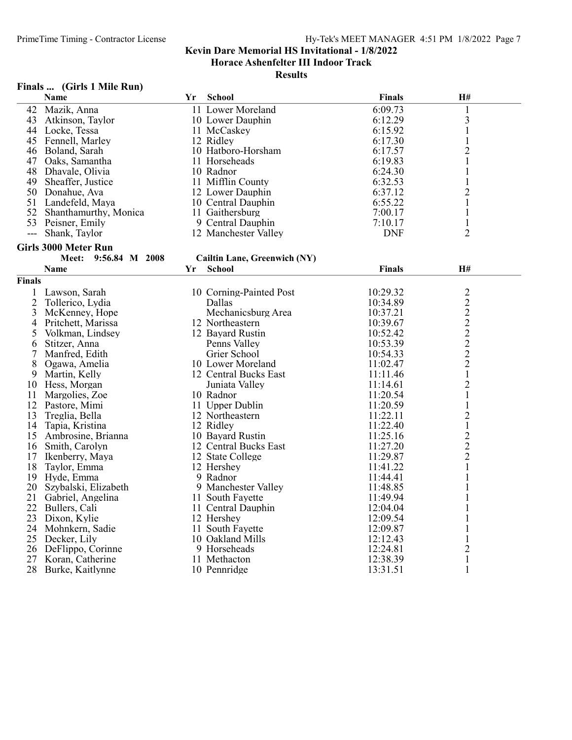## Kevin Dare Memorial HS Invitational - 1/8/2022
### Horace Ashenfelter III Indoor Track
### Results

**Finals ... (Girls 1 Mile Run)**

| | Name | Yr | School | Finals | H# |
|---|---|---|---|---|---|
| 42 | Mazik, Anna | 11 | Lower Moreland | 6:09.73 | 1 |
| 43 | Atkinson, Taylor | 10 | Lower Dauphin | 6:12.29 | 3 |
| 44 | Locke, Tessa | 11 | McCaskey | 6:15.92 | 1 |
| 45 | Fennell, Marley | 12 | Ridley | 6:17.30 | 1 |
| 46 | Boland, Sarah | 10 | Hatboro-Horsham | 6:17.57 | 2 |
| 47 | Oaks, Samantha | 11 | Horseheads | 6:19.83 | 1 |
| 48 | Dhavale, Olivia | 10 | Radnor | 6:24.30 | 1 |
| 49 | Sheaffer, Justice | 11 | Mifflin County | 6:32.53 | 1 |
| 50 | Donahue, Ava | 12 | Lower Dauphin | 6:37.12 | 2 |
| 51 | Landefeld, Maya | 10 | Central Dauphin | 6:55.22 | 1 |
| 52 | Shanthamurthy, Monica | 11 | Gaithersburg | 7:00.17 | 1 |
| 53 | Peisner, Emily | 9 | Central Dauphin | 7:10.17 | 1 |
| --- | Shank, Taylor | 12 | Manchester Valley | DNF | 2 |

**Girls 3000 Meter Run**

Meet: 9:56.84 M 2008 Cailtin Lane, Greenwich (NY)

**Finals**

| | Name | Yr | School | Finals | H# |
|---|---|---|---|---|---|
| 1 | Lawson, Sarah | 10 | Corning-Painted Post | 10:29.32 | 2 |
| 2 | Tollerico, Lydia | | Dallas | 10:34.89 | 2 |
| 3 | McKenney, Hope | | Mechanicsburg Area | 10:37.21 | 2 |
| 4 | Pritchett, Marissa | 12 | Northeastern | 10:39.67 | 2 |
| 5 | Volkman, Lindsey | 12 | Bayard Rustin | 10:52.42 | 2 |
| 6 | Stitzer, Anna | | Penns Valley | 10:53.39 | 2 |
| 7 | Manfred, Edith | | Grier School | 10:54.33 | 2 |
| 8 | Ogawa, Amelia | 10 | Lower Moreland | 11:02.47 | 2 |
| 9 | Martin, Kelly | 12 | Central Bucks East | 11:11.46 | 1 |
| 10 | Hess, Morgan | | Juniata Valley | 11:14.61 | 2 |
| 11 | Margolies, Zoe | 10 | Radnor | 11:20.54 | 1 |
| 12 | Pastore, Mimi | 11 | Upper Dublin | 11:20.59 | 1 |
| 13 | Treglia, Bella | 12 | Northeastern | 11:22.11 | 2 |
| 14 | Tapia, Kristina | 12 | Ridley | 11:22.40 | 1 |
| 15 | Ambrosine, Brianna | 10 | Bayard Rustin | 11:25.16 | 2 |
| 16 | Smith, Carolyn | 12 | Central Bucks East | 11:27.20 | 2 |
| 17 | Ikenberry, Maya | 12 | State College | 11:29.87 | 2 |
| 18 | Taylor, Emma | 12 | Hershey | 11:41.22 | 1 |
| 19 | Hyde, Emma | 9 | Radnor | 11:44.41 | 1 |
| 20 | Szybalski, Elizabeth | 9 | Manchester Valley | 11:48.85 | 1 |
| 21 | Gabriel, Angelina | 11 | South Fayette | 11:49.94 | 1 |
| 22 | Bullers, Cali | 11 | Central Dauphin | 12:04.04 | 1 |
| 23 | Dixon, Kylie | 12 | Hershey | 12:09.54 | 1 |
| 24 | Mohnkern, Sadie | 11 | South Fayette | 12:09.87 | 1 |
| 25 | Decker, Lily | 10 | Oakland Mills | 12:12.43 | 1 |
| 26 | DeFlippo, Corinne | 9 | Horseheads | 12:24.81 | 2 |
| 27 | Koran, Catherine | 11 | Methacton | 12:38.39 | 1 |
| 28 | Burke, Kaitlynne | 10 | Pennridge | 13:31.51 | 1 |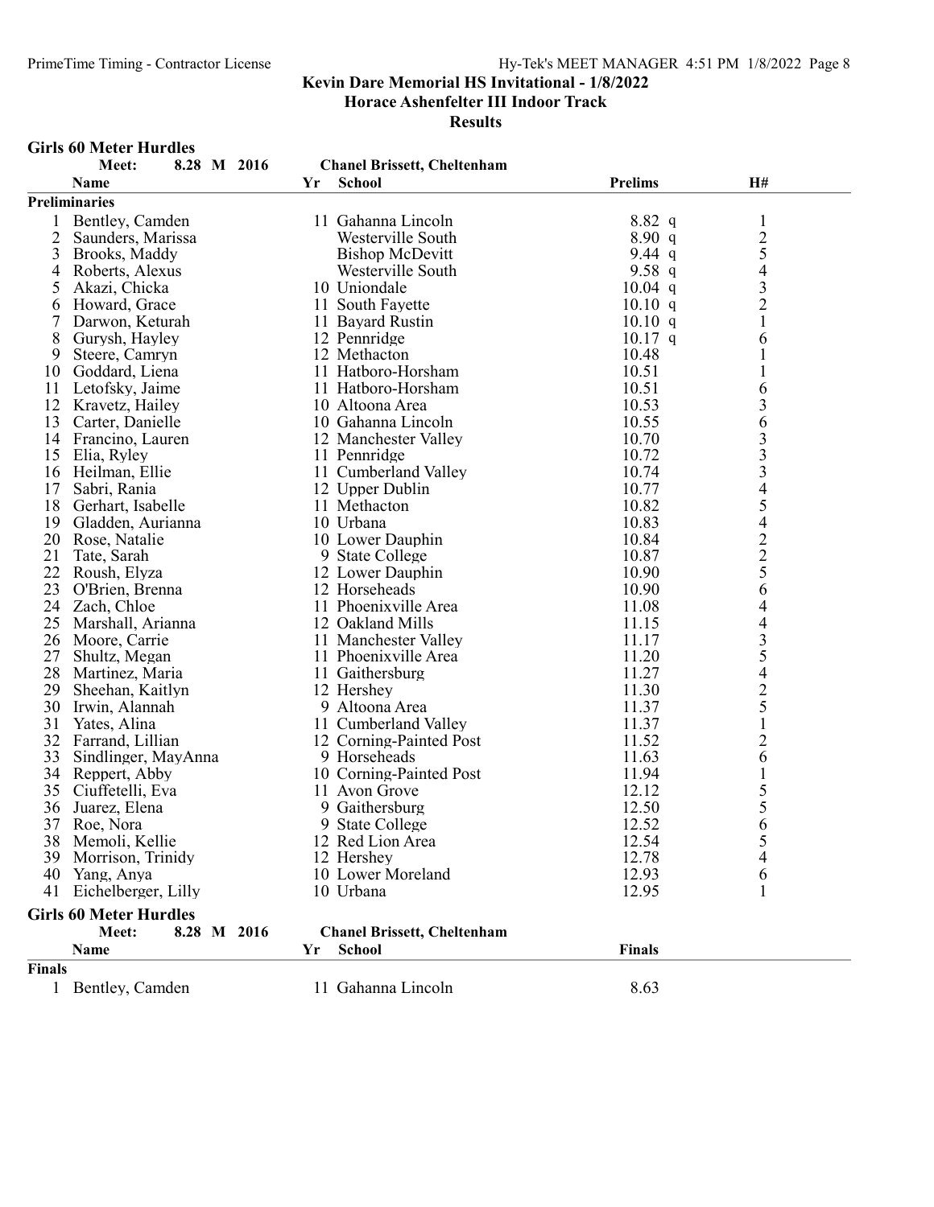# Kevin Dare Memorial HS Invitational - 1/8/2022

## Horace Ashenfelter III Indoor Track

### Results

**Girls 60 Meter Hurdles**

Meet: 8.28 M 2016 — Chanel Brissett, Cheltenham

**Preliminaries**

| | Name | Yr | School | Prelims | | H# |
|---|---|---|---|---|---|---|
| 1 | Bentley, Camden | 11 | Gahanna Lincoln | 8.82 | q | 1 |
| 2 | Saunders, Marissa | | Westerville South | 8.90 | q | 2 |
| 3 | Brooks, Maddy | | Bishop McDevitt | 9.44 | q | 5 |
| 4 | Roberts, Alexus | | Westerville South | 9.58 | q | 4 |
| 5 | Akazi, Chicka | 10 | Uniondale | 10.04 | q | 3 |
| 6 | Howard, Grace | 11 | South Fayette | 10.10 | q | 2 |
| 7 | Darwon, Keturah | 11 | Bayard Rustin | 10.10 | q | 1 |
| 8 | Gurysh, Hayley | 12 | Pennridge | 10.17 | q | 6 |
| 9 | Steere, Camryn | 12 | Methacton | 10.48 | | 1 |
| 10 | Goddard, Liena | 11 | Hatboro-Horsham | 10.51 | | 1 |
| 11 | Letofsky, Jaime | 11 | Hatboro-Horsham | 10.51 | | 6 |
| 12 | Kravetz, Hailey | 10 | Altoona Area | 10.53 | | 3 |
| 13 | Carter, Danielle | 10 | Gahanna Lincoln | 10.55 | | 6 |
| 14 | Francino, Lauren | 12 | Manchester Valley | 10.70 | | 3 |
| 15 | Elia, Ryley | 11 | Pennridge | 10.72 | | 3 |
| 16 | Heilman, Ellie | 11 | Cumberland Valley | 10.74 | | 3 |
| 17 | Sabri, Rania | 12 | Upper Dublin | 10.77 | | 4 |
| 18 | Gerhart, Isabelle | 11 | Methacton | 10.82 | | 5 |
| 19 | Gladden, Aurianna | 10 | Urbana | 10.83 | | 4 |
| 20 | Rose, Natalie | 10 | Lower Dauphin | 10.84 | | 2 |
| 21 | Tate, Sarah | 9 | State College | 10.87 | | 2 |
| 22 | Roush, Elyza | 12 | Lower Dauphin | 10.90 | | 5 |
| 23 | O'Brien, Brenna | 12 | Horseheads | 10.90 | | 6 |
| 24 | Zach, Chloe | 11 | Phoenixville Area | 11.08 | | 4 |
| 25 | Marshall, Arianna | 12 | Oakland Mills | 11.15 | | 4 |
| 26 | Moore, Carrie | 11 | Manchester Valley | 11.17 | | 3 |
| 27 | Shultz, Megan | 11 | Phoenixville Area | 11.20 | | 5 |
| 28 | Martinez, Maria | 11 | Gaithersburg | 11.27 | | 4 |
| 29 | Sheehan, Kaitlyn | 12 | Hershey | 11.30 | | 2 |
| 30 | Irwin, Alannah | 9 | Altoona Area | 11.37 | | 5 |
| 31 | Yates, Alina | 11 | Cumberland Valley | 11.37 | | 1 |
| 32 | Farrand, Lillian | 12 | Corning-Painted Post | 11.52 | | 2 |
| 33 | Sindlinger, MayAnna | 9 | Horseheads | 11.63 | | 6 |
| 34 | Reppert, Abby | 10 | Corning-Painted Post | 11.94 | | 1 |
| 35 | Ciuffetelli, Eva | 11 | Avon Grove | 12.12 | | 5 |
| 36 | Juarez, Elena | 9 | Gaithersburg | 12.50 | | 5 |
| 37 | Roe, Nora | 9 | State College | 12.52 | | 6 |
| 38 | Memoli, Kellie | 12 | Red Lion Area | 12.54 | | 5 |
| 39 | Morrison, Trinidy | 12 | Hershey | 12.78 | | 4 |
| 40 | Yang, Anya | 10 | Lower Moreland | 12.93 | | 6 |
| 41 | Eichelberger, Lilly | 10 | Urbana | 12.95 | | 1 |

**Girls 60 Meter Hurdles**

Meet: 8.28 M 2016 — Chanel Brissett, Cheltenham

**Finals**

| | Name | Yr | School | Finals |
|---|---|---|---|---|
| 1 | Bentley, Camden | 11 | Gahanna Lincoln | 8.63 |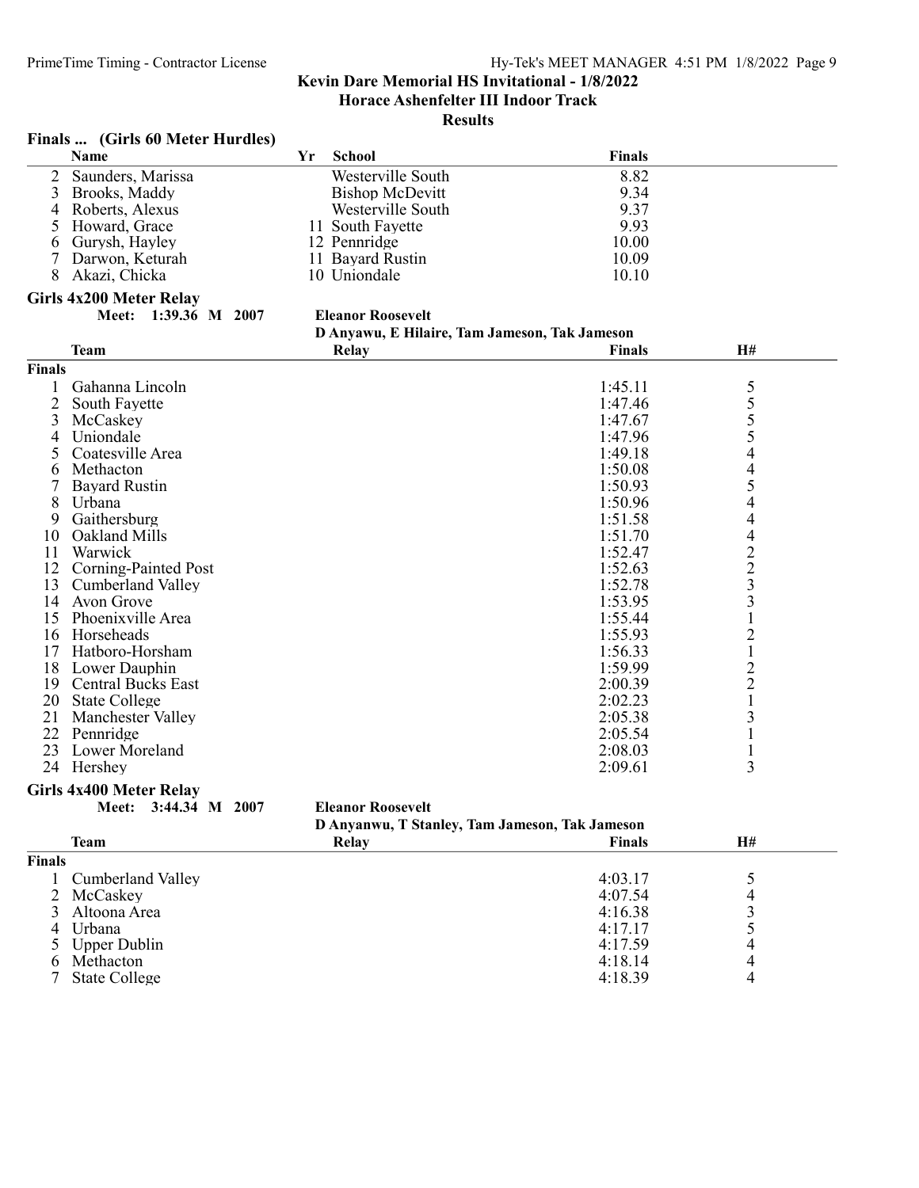# Kevin Dare Memorial HS Invitational - 1/8/2022

## Horace Ashenfelter III Indoor Track

### Results

**Finals ... (Girls 60 Meter Hurdles)**

| | Name | Yr | School | Finals |
|---|---|---|---|---|
| 2 | Saunders, Marissa | | Westerville South | 8.82 |
| 3 | Brooks, Maddy | | Bishop McDevitt | 9.34 |
| 4 | Roberts, Alexus | | Westerville South | 9.37 |
| 5 | Howard, Grace | 11 | South Fayette | 9.93 |
| 6 | Gurysh, Hayley | 12 | Pennridge | 10.00 |
| 7 | Darwon, Keturah | 11 | Bayard Rustin | 10.09 |
| 8 | Akazi, Chicka | 10 | Uniondale | 10.10 |

**Girls 4x200 Meter Relay**

Meet: 1:39.36 M 2007 — Eleanor Roosevelt — D Anyawu, E Hilaire, Tam Jameson, Tak Jameson

**Finals**

| | Team | Relay | Finals | H# |
|---|---|---|---|---|
| 1 | Gahanna Lincoln | | 1:45.11 | 5 |
| 2 | South Fayette | | 1:47.46 | 5 |
| 3 | McCaskey | | 1:47.67 | 5 |
| 4 | Uniondale | | 1:47.96 | 5 |
| 5 | Coatesville Area | | 1:49.18 | 4 |
| 6 | Methacton | | 1:50.08 | 4 |
| 7 | Bayard Rustin | | 1:50.93 | 5 |
| 8 | Urbana | | 1:50.96 | 4 |
| 9 | Gaithersburg | | 1:51.58 | 4 |
| 10 | Oakland Mills | | 1:51.70 | 4 |
| 11 | Warwick | | 1:52.47 | 2 |
| 12 | Corning-Painted Post | | 1:52.63 | 2 |
| 13 | Cumberland Valley | | 1:52.78 | 3 |
| 14 | Avon Grove | | 1:53.95 | 3 |
| 15 | Phoenixville Area | | 1:55.44 | 1 |
| 16 | Horseheads | | 1:55.93 | 2 |
| 17 | Hatboro-Horsham | | 1:56.33 | 1 |
| 18 | Lower Dauphin | | 1:59.99 | 2 |
| 19 | Central Bucks East | | 2:00.39 | 2 |
| 20 | State College | | 2:02.23 | 1 |
| 21 | Manchester Valley | | 2:05.38 | 3 |
| 22 | Pennridge | | 2:05.54 | 1 |
| 23 | Lower Moreland | | 2:08.03 | 1 |
| 24 | Hershey | | 2:09.61 | 3 |

**Girls 4x400 Meter Relay**

Meet: 3:44.34 M 2007 — Eleanor Roosevelt — D Anyanwu, T Stanley, Tam Jameson, Tak Jameson

**Finals**

| | Team | Relay | Finals | H# |
|---|---|---|---|---|
| 1 | Cumberland Valley | | 4:03.17 | 5 |
| 2 | McCaskey | | 4:07.54 | 4 |
| 3 | Altoona Area | | 4:16.38 | 3 |
| 4 | Urbana | | 4:17.17 | 5 |
| 5 | Upper Dublin | | 4:17.59 | 4 |
| 6 | Methacton | | 4:18.14 | 4 |
| 7 | State College | | 4:18.39 | 4 |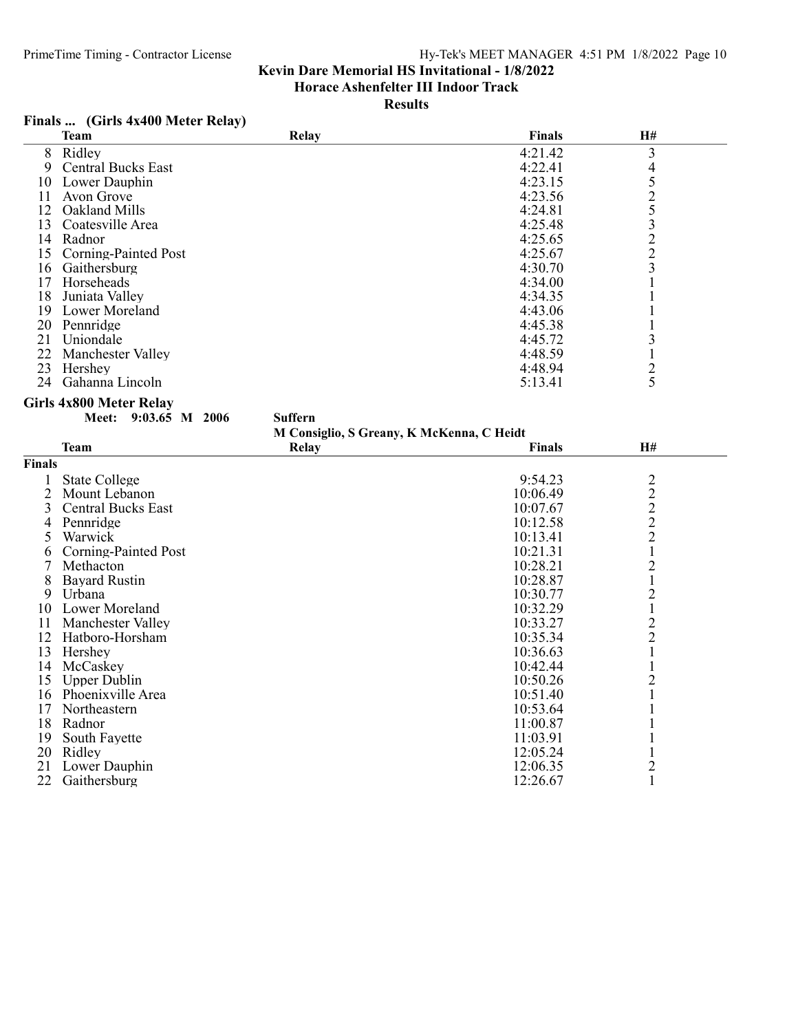**Kevin Dare Memorial HS Invitational - 1/8/2022**
**Horace Ashenfelter III Indoor Track**
**Results**

### Finals ... (Girls 4x400 Meter Relay)

| | Team | Relay | Finals | H# |
|---|---|---|---|---|
| 8 | Ridley | | 4:21.42 | 3 |
| 9 | Central Bucks East | | 4:22.41 | 4 |
| 10 | Lower Dauphin | | 4:23.15 | 5 |
| 11 | Avon Grove | | 4:23.56 | 2 |
| 12 | Oakland Mills | | 4:24.81 | 5 |
| 13 | Coatesville Area | | 4:25.48 | 3 |
| 14 | Radnor | | 4:25.65 | 2 |
| 15 | Corning-Painted Post | | 4:25.67 | 2 |
| 16 | Gaithersburg | | 4:30.70 | 3 |
| 17 | Horseheads | | 4:34.00 | 1 |
| 18 | Juniata Valley | | 4:34.35 | 1 |
| 19 | Lower Moreland | | 4:43.06 | 1 |
| 20 | Pennridge | | 4:45.38 | 1 |
| 21 | Uniondale | | 4:45.72 | 3 |
| 22 | Manchester Valley | | 4:48.59 | 1 |
| 23 | Hershey | | 4:48.94 | 2 |
| 24 | Gahanna Lincoln | | 5:13.41 | 5 |

### Girls 4x800 Meter Relay

**Meet: 9:03.65 M 2006 Suffern**
**M Consiglio, S Greany, K McKenna, C Heidt**

| | Team | Relay | Finals | H# |
|---|---|---|---|---|
| **Finals** | | | | |
| 1 | State College | | 9:54.23 | 2 |
| 2 | Mount Lebanon | | 10:06.49 | 2 |
| 3 | Central Bucks East | | 10:07.67 | 2 |
| 4 | Pennridge | | 10:12.58 | 2 |
| 5 | Warwick | | 10:13.41 | 2 |
| 6 | Corning-Painted Post | | 10:21.31 | 1 |
| 7 | Methacton | | 10:28.21 | 2 |
| 8 | Bayard Rustin | | 10:28.87 | 1 |
| 9 | Urbana | | 10:30.77 | 2 |
| 10 | Lower Moreland | | 10:32.29 | 1 |
| 11 | Manchester Valley | | 10:33.27 | 2 |
| 12 | Hatboro-Horsham | | 10:35.34 | 2 |
| 13 | Hershey | | 10:36.63 | 1 |
| 14 | McCaskey | | 10:42.44 | 1 |
| 15 | Upper Dublin | | 10:50.26 | 2 |
| 16 | Phoenixville Area | | 10:51.40 | 1 |
| 17 | Northeastern | | 10:53.64 | 1 |
| 18 | Radnor | | 11:00.87 | 1 |
| 19 | South Fayette | | 11:03.91 | 1 |
| 20 | Ridley | | 12:05.24 | 1 |
| 21 | Lower Dauphin | | 12:06.35 | 2 |
| 22 | Gaithersburg | | 12:26.67 | 1 |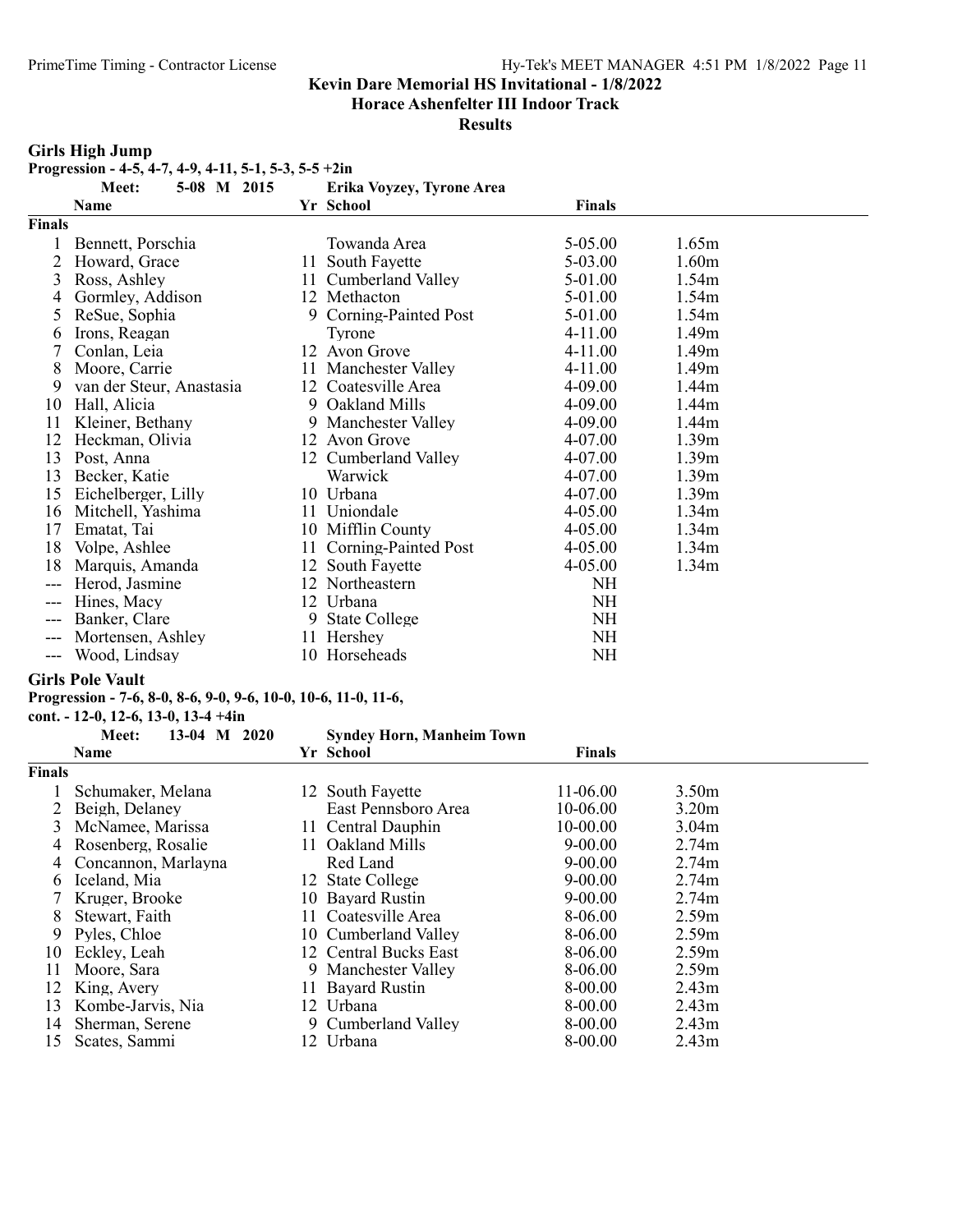## Kevin Dare Memorial HS Invitational - 1/8/2022

### Horace Ashenfelter III Indoor Track

### Results

#### Girls High Jump

**Progression - 4-5, 4-7, 4-9, 4-11, 5-1, 5-3, 5-5 +2in**

**Meet: 5-08 M 2015 Erika Voyzey, Tyrone Area**

**Finals**

| | Name | Yr | School | Finals | |
|---|---|---|---|---|---|
| 1 | Bennett, Porschia | | Towanda Area | 5-05.00 | 1.65m |
| 2 | Howard, Grace | 11 | South Fayette | 5-03.00 | 1.60m |
| 3 | Ross, Ashley | 11 | Cumberland Valley | 5-01.00 | 1.54m |
| 4 | Gormley, Addison | 12 | Methacton | 5-01.00 | 1.54m |
| 5 | ReSue, Sophia | 9 | Corning-Painted Post | 5-01.00 | 1.54m |
| 6 | Irons, Reagan | | Tyrone | 4-11.00 | 1.49m |
| 7 | Conlan, Leia | 12 | Avon Grove | 4-11.00 | 1.49m |
| 8 | Moore, Carrie | 11 | Manchester Valley | 4-11.00 | 1.49m |
| 9 | van der Steur, Anastasia | 12 | Coatesville Area | 4-09.00 | 1.44m |
| 10 | Hall, Alicia | 9 | Oakland Mills | 4-09.00 | 1.44m |
| 11 | Kleiner, Bethany | 9 | Manchester Valley | 4-09.00 | 1.44m |
| 12 | Heckman, Olivia | 12 | Avon Grove | 4-07.00 | 1.39m |
| 13 | Post, Anna | 12 | Cumberland Valley | 4-07.00 | 1.39m |
| 13 | Becker, Katie | | Warwick | 4-07.00 | 1.39m |
| 15 | Eichelberger, Lilly | 10 | Urbana | 4-07.00 | 1.39m |
| 16 | Mitchell, Yashima | 11 | Uniondale | 4-05.00 | 1.34m |
| 17 | Ematat, Tai | 10 | Mifflin County | 4-05.00 | 1.34m |
| 18 | Volpe, Ashlee | 11 | Corning-Painted Post | 4-05.00 | 1.34m |
| 18 | Marquis, Amanda | 12 | South Fayette | 4-05.00 | 1.34m |
| --- | Herod, Jasmine | 12 | Northeastern | NH | |
| --- | Hines, Macy | 12 | Urbana | NH | |
| --- | Banker, Clare | 9 | State College | NH | |
| --- | Mortensen, Ashley | 11 | Hershey | NH | |
| --- | Wood, Lindsay | 10 | Horseheads | NH | |

#### Girls Pole Vault

**Progression - 7-6, 8-0, 8-6, 9-0, 9-6, 10-0, 10-6, 11-0, 11-6,**
**cont. - 12-0, 12-6, 13-0, 13-4 +4in**

**Meet: 13-04 M 2020 Syndey Horn, Manheim Town**

**Finals**

| | Name | Yr | School | Finals | |
|---|---|---|---|---|---|
| 1 | Schumaker, Melana | 12 | South Fayette | 11-06.00 | 3.50m |
| 2 | Beigh, Delaney | | East Pennsboro Area | 10-06.00 | 3.20m |
| 3 | McNamee, Marissa | 11 | Central Dauphin | 10-00.00 | 3.04m |
| 4 | Rosenberg, Rosalie | 11 | Oakland Mills | 9-00.00 | 2.74m |
| 4 | Concannon, Marlayna | | Red Land | 9-00.00 | 2.74m |
| 6 | Iceland, Mia | 12 | State College | 9-00.00 | 2.74m |
| 7 | Kruger, Brooke | 10 | Bayard Rustin | 9-00.00 | 2.74m |
| 8 | Stewart, Faith | 11 | Coatesville Area | 8-06.00 | 2.59m |
| 9 | Pyles, Chloe | 10 | Cumberland Valley | 8-06.00 | 2.59m |
| 10 | Eckley, Leah | 12 | Central Bucks East | 8-06.00 | 2.59m |
| 11 | Moore, Sara | 9 | Manchester Valley | 8-06.00 | 2.59m |
| 12 | King, Avery | 11 | Bayard Rustin | 8-00.00 | 2.43m |
| 13 | Kombe-Jarvis, Nia | 12 | Urbana | 8-00.00 | 2.43m |
| 14 | Sherman, Serene | 9 | Cumberland Valley | 8-00.00 | 2.43m |
| 15 | Scates, Sammi | 12 | Urbana | 8-00.00 | 2.43m |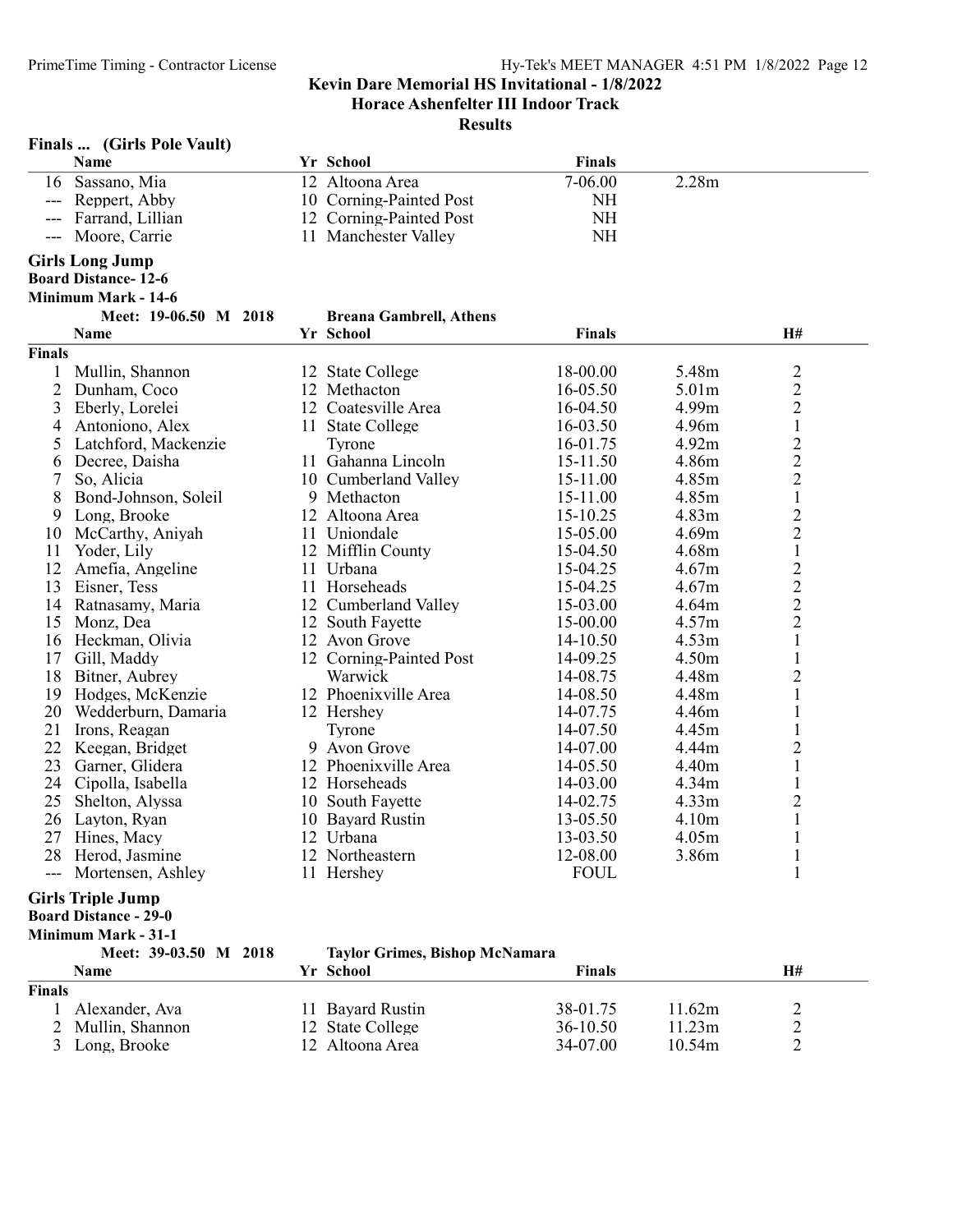Kevin Dare Memorial HS Invitational - 1/8/2022
Horace Ashenfelter III Indoor Track
Results

## Finals ... (Girls Pole Vault)

| | Name | Yr | School | Finals | |
|---|---|---|---|---|---|
| 16 | Sassano, Mia | 12 | Altoona Area | 7-06.00 | 2.28m |
| --- | Reppert, Abby | 10 | Corning-Painted Post | NH | |
| --- | Farrand, Lillian | 12 | Corning-Painted Post | NH | |
| --- | Moore, Carrie | 11 | Manchester Valley | NH | |

## Girls Long Jump

**Board Distance- 12-6**
**Minimum Mark - 14-6**

Meet: 19-06.50 M 2018 — Breana Gambrell, Athens

### Finals

| | Name | Yr | School | Finals | | H# |
|---|---|---|---|---|---|---|
| 1 | Mullin, Shannon | 12 | State College | 18-00.00 | 5.48m | 2 |
| 2 | Dunham, Coco | 12 | Methacton | 16-05.50 | 5.01m | 2 |
| 3 | Eberly, Lorelei | 12 | Coatesville Area | 16-04.50 | 4.99m | 2 |
| 4 | Antoniono, Alex | 11 | State College | 16-03.50 | 4.96m | 1 |
| 5 | Latchford, Mackenzie | | Tyrone | 16-01.75 | 4.92m | 2 |
| 6 | Decree, Daisha | 11 | Gahanna Lincoln | 15-11.50 | 4.86m | 2 |
| 7 | So, Alicia | 10 | Cumberland Valley | 15-11.00 | 4.85m | 2 |
| 8 | Bond-Johnson, Soleil | 9 | Methacton | 15-11.00 | 4.85m | 1 |
| 9 | Long, Brooke | 12 | Altoona Area | 15-10.25 | 4.83m | 2 |
| 10 | McCarthy, Aniyah | 11 | Uniondale | 15-05.00 | 4.69m | 2 |
| 11 | Yoder, Lily | 12 | Mifflin County | 15-04.50 | 4.68m | 1 |
| 12 | Amefia, Angeline | 11 | Urbana | 15-04.25 | 4.67m | 2 |
| 13 | Eisner, Tess | 11 | Horseheads | 15-04.25 | 4.67m | 2 |
| 14 | Ratnasamy, Maria | 12 | Cumberland Valley | 15-03.00 | 4.64m | 2 |
| 15 | Monz, Dea | 12 | South Fayette | 15-00.00 | 4.57m | 2 |
| 16 | Heckman, Olivia | 12 | Avon Grove | 14-10.50 | 4.53m | 1 |
| 17 | Gill, Maddy | 12 | Corning-Painted Post | 14-09.25 | 4.50m | 1 |
| 18 | Bitner, Aubrey | | Warwick | 14-08.75 | 4.48m | 2 |
| 19 | Hodges, McKenzie | 12 | Phoenixville Area | 14-08.50 | 4.48m | 1 |
| 20 | Wedderburn, Damaria | 12 | Hershey | 14-07.75 | 4.46m | 1 |
| 21 | Irons, Reagan | | Tyrone | 14-07.50 | 4.45m | 1 |
| 22 | Keegan, Bridget | 9 | Avon Grove | 14-07.00 | 4.44m | 2 |
| 23 | Garner, Glidera | 12 | Phoenixville Area | 14-05.50 | 4.40m | 1 |
| 24 | Cipolla, Isabella | 12 | Horseheads | 14-03.00 | 4.34m | 1 |
| 25 | Shelton, Alyssa | 10 | South Fayette | 14-02.75 | 4.33m | 2 |
| 26 | Layton, Ryan | 10 | Bayard Rustin | 13-05.50 | 4.10m | 1 |
| 27 | Hines, Macy | 12 | Urbana | 13-03.50 | 4.05m | 1 |
| 28 | Herod, Jasmine | 12 | Northeastern | 12-08.00 | 3.86m | 1 |
| --- | Mortensen, Ashley | 11 | Hershey | FOUL | | 1 |

## Girls Triple Jump

**Board Distance - 29-0**
**Minimum Mark - 31-1**

Meet: 39-03.50 M 2018 — Taylor Grimes, Bishop McNamara

### Finals

| | Name | Yr | School | Finals | | H# |
|---|---|---|---|---|---|---|
| 1 | Alexander, Ava | 11 | Bayard Rustin | 38-01.75 | 11.62m | 2 |
| 2 | Mullin, Shannon | 12 | State College | 36-10.50 | 11.23m | 2 |
| 3 | Long, Brooke | 12 | Altoona Area | 34-07.00 | 10.54m | 2 |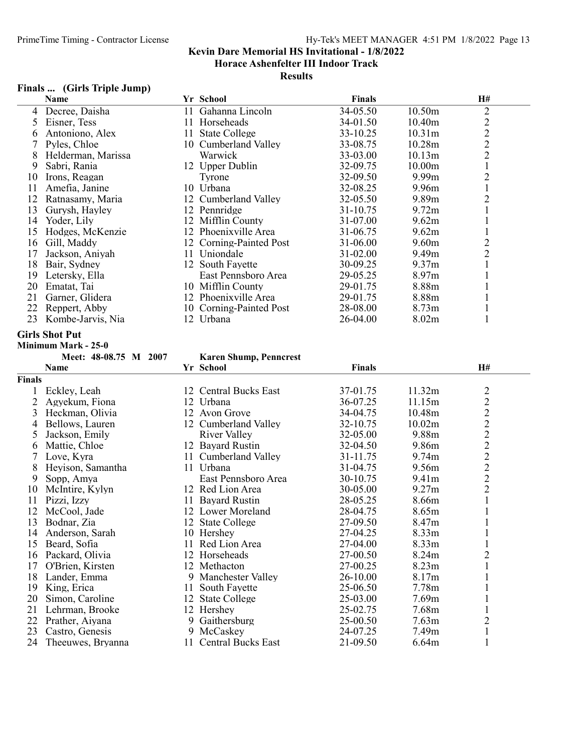## Kevin Dare Memorial HS Invitational - 1/8/2022
### Horace Ashenfelter III Indoor Track
### Results

**Finals ... (Girls Triple Jump)**

| | Name | Yr | School | Finals | | H# |
|---|---|---|---|---|---|---|
| 4 | Decree, Daisha | 11 | Gahanna Lincoln | 34-05.50 | 10.50m | 2 |
| 5 | Eisner, Tess | 11 | Horseheads | 34-01.50 | 10.40m | 2 |
| 6 | Antoniono, Alex | 11 | State College | 33-10.25 | 10.31m | 2 |
| 7 | Pyles, Chloe | 10 | Cumberland Valley | 33-08.75 | 10.28m | 2 |
| 8 | Helderman, Marissa | | Warwick | 33-03.00 | 10.13m | 2 |
| 9 | Sabri, Rania | 12 | Upper Dublin | 32-09.75 | 10.00m | 1 |
| 10 | Irons, Reagan | | Tyrone | 32-09.50 | 9.99m | 2 |
| 11 | Amefia, Janine | 10 | Urbana | 32-08.25 | 9.96m | 1 |
| 12 | Ratnasamy, Maria | 12 | Cumberland Valley | 32-05.50 | 9.89m | 2 |
| 13 | Gurysh, Hayley | 12 | Pennridge | 31-10.75 | 9.72m | 1 |
| 14 | Yoder, Lily | 12 | Mifflin County | 31-07.00 | 9.62m | 1 |
| 15 | Hodges, McKenzie | 12 | Phoenixville Area | 31-06.75 | 9.62m | 1 |
| 16 | Gill, Maddy | 12 | Corning-Painted Post | 31-06.00 | 9.60m | 2 |
| 17 | Jackson, Aniyah | 11 | Uniondale | 31-02.00 | 9.49m | 2 |
| 18 | Bair, Sydney | 12 | South Fayette | 30-09.25 | 9.37m | 1 |
| 19 | Letersky, Ella | | East Pennsboro Area | 29-05.25 | 8.97m | 1 |
| 20 | Ematat, Tai | 10 | Mifflin County | 29-01.75 | 8.88m | 1 |
| 21 | Garner, Glidera | 12 | Phoenixville Area | 29-01.75 | 8.88m | 1 |
| 22 | Reppert, Abby | 10 | Corning-Painted Post | 28-08.00 | 8.73m | 1 |
| 23 | Kombe-Jarvis, Nia | 12 | Urbana | 26-04.00 | 8.02m | 1 |

**Girls Shot Put**

**Minimum Mark - 25-0**

Meet: 48-08.75 M 2007 **Karen Shump, Penncrest**

| | Name | Yr | School | Finals | | H# |
|---|---|---|---|---|---|---|
| **Finals** | | | | | | |
| 1 | Eckley, Leah | 12 | Central Bucks East | 37-01.75 | 11.32m | 2 |
| 2 | Agyekum, Fiona | 12 | Urbana | 36-07.25 | 11.15m | 2 |
| 3 | Heckman, Olivia | 12 | Avon Grove | 34-04.75 | 10.48m | 2 |
| 4 | Bellows, Lauren | 12 | Cumberland Valley | 32-10.75 | 10.02m | 2 |
| 5 | Jackson, Emily | | River Valley | 32-05.00 | 9.88m | 2 |
| 6 | Mattie, Chloe | 12 | Bayard Rustin | 32-04.50 | 9.86m | 2 |
| 7 | Love, Kyra | 11 | Cumberland Valley | 31-11.75 | 9.74m | 2 |
| 8 | Heyison, Samantha | 11 | Urbana | 31-04.75 | 9.56m | 2 |
| 9 | Sopp, Amya | | East Pennsboro Area | 30-10.75 | 9.41m | 2 |
| 10 | McIntire, Kylyn | 12 | Red Lion Area | 30-05.00 | 9.27m | 2 |
| 11 | Pizzi, Izzy | 11 | Bayard Rustin | 28-05.25 | 8.66m | 1 |
| 12 | McCool, Jade | 12 | Lower Moreland | 28-04.75 | 8.65m | 1 |
| 13 | Bodnar, Zia | 12 | State College | 27-09.50 | 8.47m | 1 |
| 14 | Anderson, Sarah | 10 | Hershey | 27-04.25 | 8.33m | 1 |
| 15 | Beard, Sofia | 11 | Red Lion Area | 27-04.00 | 8.33m | 1 |
| 16 | Packard, Olivia | 12 | Horseheads | 27-00.50 | 8.24m | 2 |
| 17 | O'Brien, Kirsten | 12 | Methacton | 27-00.25 | 8.23m | 1 |
| 18 | Lander, Emma | 9 | Manchester Valley | 26-10.00 | 8.17m | 1 |
| 19 | King, Erica | 11 | South Fayette | 25-06.50 | 7.78m | 1 |
| 20 | Simon, Caroline | 12 | State College | 25-03.00 | 7.69m | 1 |
| 21 | Lehrman, Brooke | 12 | Hershey | 25-02.75 | 7.68m | 1 |
| 22 | Prather, Aiyana | 9 | Gaithersburg | 25-00.50 | 7.63m | 2 |
| 23 | Castro, Genesis | 9 | McCaskey | 24-07.25 | 7.49m | 1 |
| 24 | Theeuwes, Bryanna | 11 | Central Bucks East | 21-09.50 | 6.64m | 1 |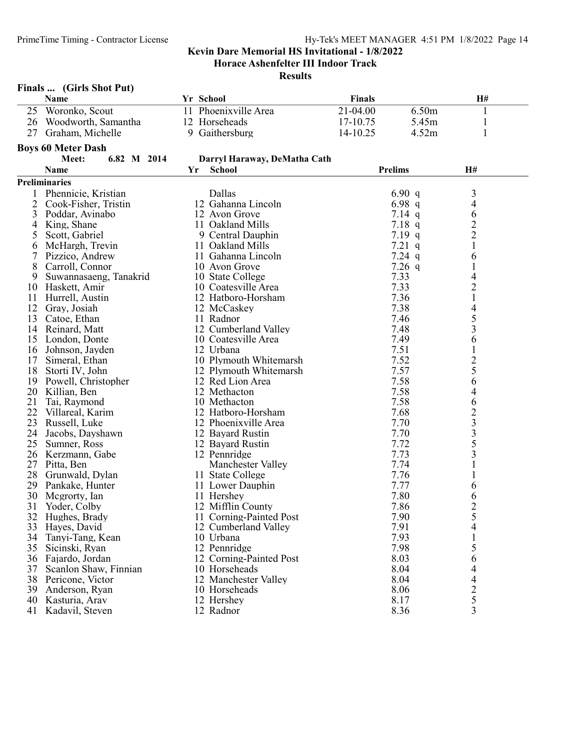Kevin Dare Memorial HS Invitational - 1/8/2022

Horace Ashenfelter III Indoor Track

Results

## Finals ... (Girls Shot Put)

| | Name | Yr | School | Finals | | H# |
|---|---|---|---|---|---|---|
| 25 | Woronko, Scout | 11 | Phoenixville Area | 21-04.00 | 6.50m | 1 |
| 26 | Woodworth, Samantha | 12 | Horseheads | 17-10.75 | 5.45m | 1 |
| 27 | Graham, Michelle | 9 | Gaithersburg | 14-10.25 | 4.52m | 1 |

## Boys 60 Meter Dash

Meet: 6.82 M 2014 Darryl Haraway, DeMatha Cath

### Preliminaries

| | Name | Yr | School | Prelims | | H# |
|---|---|---|---|---|---|---|
| 1 | Phennicie, Kristian | | Dallas | 6.90 | q | 3 |
| 2 | Cook-Fisher, Tristin | 12 | Gahanna Lincoln | 6.98 | q | 4 |
| 3 | Poddar, Avinabo | 12 | Avon Grove | 7.14 | q | 6 |
| 4 | King, Shane | 11 | Oakland Mills | 7.18 | q | 2 |
| 5 | Scott, Gabriel | 9 | Central Dauphin | 7.19 | q | 2 |
| 6 | McHargh, Trevin | 11 | Oakland Mills | 7.21 | q | 1 |
| 7 | Pizzico, Andrew | 11 | Gahanna Lincoln | 7.24 | q | 6 |
| 8 | Carroll, Connor | 10 | Avon Grove | 7.26 | q | 1 |
| 9 | Suwannasaeng, Tanakrid | 10 | State College | 7.33 | | 4 |
| 10 | Haskett, Amir | 10 | Coatesville Area | 7.33 | | 2 |
| 11 | Hurrell, Austin | 12 | Hatboro-Horsham | 7.36 | | 1 |
| 12 | Gray, Josiah | 12 | McCaskey | 7.38 | | 4 |
| 13 | Catoe, Ethan | 11 | Radnor | 7.46 | | 5 |
| 14 | Reinard, Matt | 12 | Cumberland Valley | 7.48 | | 3 |
| 15 | London, Donte | 10 | Coatesville Area | 7.49 | | 6 |
| 16 | Johnson, Jayden | 12 | Urbana | 7.51 | | 1 |
| 17 | Simeral, Ethan | 10 | Plymouth Whitemarsh | 7.52 | | 2 |
| 18 | Storti IV, John | 12 | Plymouth Whitemarsh | 7.57 | | 5 |
| 19 | Powell, Christopher | 12 | Red Lion Area | 7.58 | | 6 |
| 20 | Killian, Ben | 12 | Methacton | 7.58 | | 4 |
| 21 | Tai, Raymond | 10 | Methacton | 7.58 | | 6 |
| 22 | Villareal, Karim | 12 | Hatboro-Horsham | 7.68 | | 2 |
| 23 | Russell, Luke | 12 | Phoenixville Area | 7.70 | | 3 |
| 24 | Jacobs, Dayshawn | 12 | Bayard Rustin | 7.70 | | 3 |
| 25 | Sumner, Ross | 12 | Bayard Rustin | 7.72 | | 5 |
| 26 | Kerzmann, Gabe | 12 | Pennridge | 7.73 | | 3 |
| 27 | Pitta, Ben | | Manchester Valley | 7.74 | | 1 |
| 28 | Grunwald, Dylan | 11 | State College | 7.76 | | 1 |
| 29 | Pankake, Hunter | 11 | Lower Dauphin | 7.77 | | 6 |
| 30 | Mcgrorty, Ian | 11 | Hershey | 7.80 | | 6 |
| 31 | Yoder, Colby | 12 | Mifflin County | 7.86 | | 2 |
| 32 | Hughes, Brady | 11 | Corning-Painted Post | 7.90 | | 5 |
| 33 | Hayes, David | 12 | Cumberland Valley | 7.91 | | 4 |
| 34 | Tanyi-Tang, Kean | 10 | Urbana | 7.93 | | 1 |
| 35 | Sicinski, Ryan | 12 | Pennridge | 7.98 | | 5 |
| 36 | Fajardo, Jordan | 12 | Corning-Painted Post | 8.03 | | 6 |
| 37 | Scanlon Shaw, Finnian | 10 | Horseheads | 8.04 | | 4 |
| 38 | Pericone, Victor | 12 | Manchester Valley | 8.04 | | 4 |
| 39 | Anderson, Ryan | 10 | Horseheads | 8.06 | | 2 |
| 40 | Kasturia, Arav | 12 | Hershey | 8.17 | | 5 |
| 41 | Kadavil, Steven | 12 | Radnor | 8.36 | | 3 |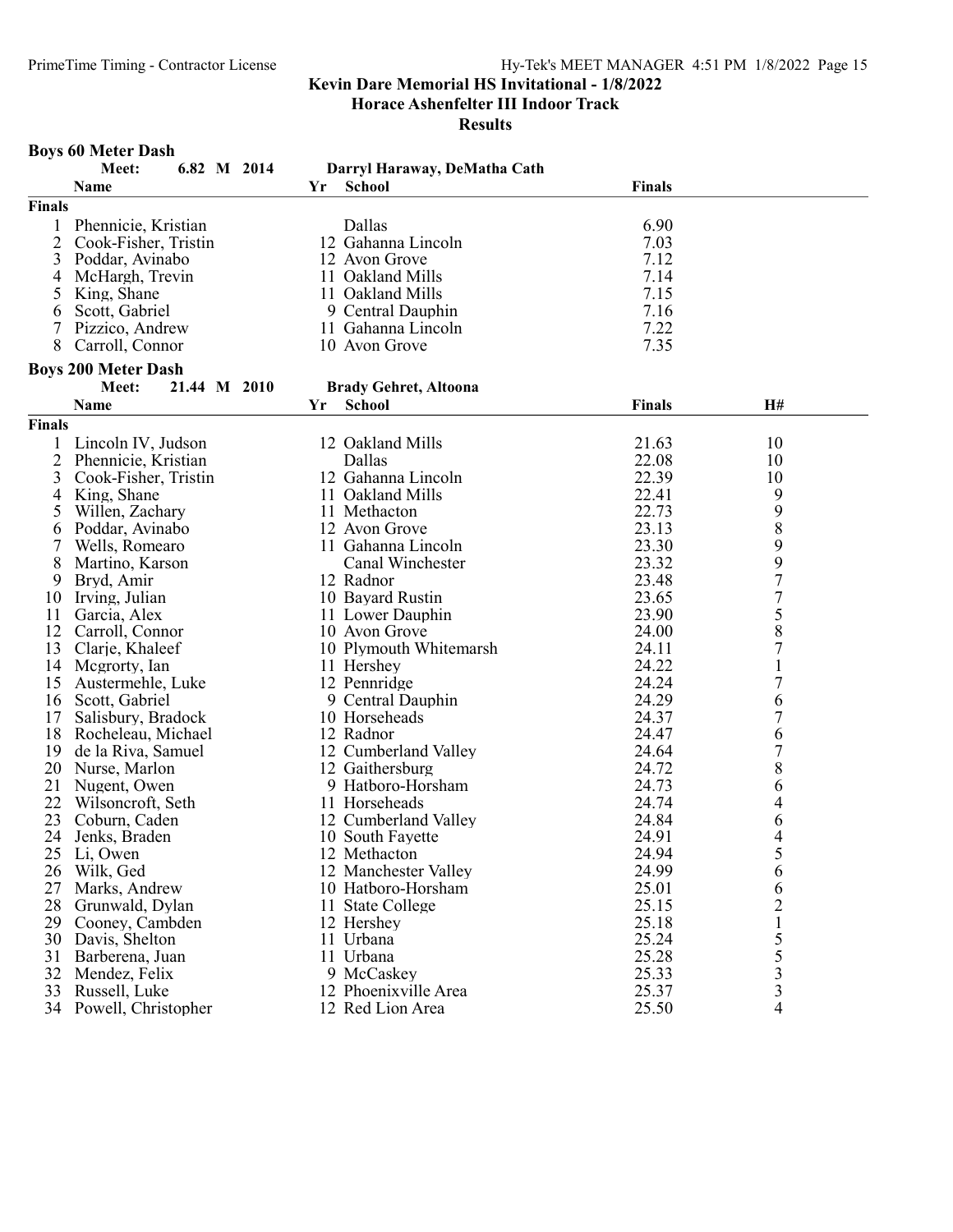# Kevin Dare Memorial HS Invitational - 1/8/2022

## Horace Ashenfelter III Indoor Track

## Results

### Boys 60 Meter Dash

Meet: 6.82 M 2014 Darryl Haraway, DeMatha Cath

| | Name | Yr | School | Finals |
|---|---|---|---|---|
| **Finals** | | | | |
| 1 | Phennicie, Kristian | | Dallas | 6.90 |
| 2 | Cook-Fisher, Tristin | 12 | Gahanna Lincoln | 7.03 |
| 3 | Poddar, Avinabo | 12 | Avon Grove | 7.12 |
| 4 | McHargh, Trevin | 11 | Oakland Mills | 7.14 |
| 5 | King, Shane | 11 | Oakland Mills | 7.15 |
| 6 | Scott, Gabriel | 9 | Central Dauphin | 7.16 |
| 7 | Pizzico, Andrew | 11 | Gahanna Lincoln | 7.22 |
| 8 | Carroll, Connor | 10 | Avon Grove | 7.35 |

### Boys 200 Meter Dash

Meet: 21.44 M 2010 Brady Gehret, Altoona

| | Name | Yr | School | Finals | H# |
|---|---|---|---|---|---|
| **Finals** | | | | | |
| 1 | Lincoln IV, Judson | 12 | Oakland Mills | 21.63 | 10 |
| 2 | Phennicie, Kristian | | Dallas | 22.08 | 10 |
| 3 | Cook-Fisher, Tristin | 12 | Gahanna Lincoln | 22.39 | 10 |
| 4 | King, Shane | 11 | Oakland Mills | 22.41 | 9 |
| 5 | Willen, Zachary | 11 | Methacton | 22.73 | 9 |
| 6 | Poddar, Avinabo | 12 | Avon Grove | 23.13 | 8 |
| 7 | Wells, Romearo | 11 | Gahanna Lincoln | 23.30 | 9 |
| 8 | Martino, Karson | | Canal Winchester | 23.32 | 9 |
| 9 | Bryd, Amir | 12 | Radnor | 23.48 | 7 |
| 10 | Irving, Julian | 10 | Bayard Rustin | 23.65 | 7 |
| 11 | Garcia, Alex | 11 | Lower Dauphin | 23.90 | 5 |
| 12 | Carroll, Connor | 10 | Avon Grove | 24.00 | 8 |
| 13 | Clarje, Khaleef | 10 | Plymouth Whitemarsh | 24.11 | 7 |
| 14 | Mcgrorty, Ian | 11 | Hershey | 24.22 | 1 |
| 15 | Austermehle, Luke | 12 | Pennridge | 24.24 | 7 |
| 16 | Scott, Gabriel | 9 | Central Dauphin | 24.29 | 6 |
| 17 | Salisbury, Bradock | 10 | Horseheads | 24.37 | 7 |
| 18 | Rocheleau, Michael | 12 | Radnor | 24.47 | 6 |
| 19 | de la Riva, Samuel | 12 | Cumberland Valley | 24.64 | 7 |
| 20 | Nurse, Marlon | 12 | Gaithersburg | 24.72 | 8 |
| 21 | Nugent, Owen | 9 | Hatboro-Horsham | 24.73 | 6 |
| 22 | Wilsoncroft, Seth | 11 | Horseheads | 24.74 | 4 |
| 23 | Coburn, Caden | 12 | Cumberland Valley | 24.84 | 6 |
| 24 | Jenks, Braden | 10 | South Fayette | 24.91 | 4 |
| 25 | Li, Owen | 12 | Methacton | 24.94 | 5 |
| 26 | Wilk, Ged | 12 | Manchester Valley | 24.99 | 6 |
| 27 | Marks, Andrew | 10 | Hatboro-Horsham | 25.01 | 6 |
| 28 | Grunwald, Dylan | 11 | State College | 25.15 | 2 |
| 29 | Cooney, Cambden | 12 | Hershey | 25.18 | 1 |
| 30 | Davis, Shelton | 11 | Urbana | 25.24 | 5 |
| 31 | Barberena, Juan | 11 | Urbana | 25.28 | 5 |
| 32 | Mendez, Felix | 9 | McCaskey | 25.33 | 3 |
| 33 | Russell, Luke | 12 | Phoenixville Area | 25.37 | 3 |
| 34 | Powell, Christopher | 12 | Red Lion Area | 25.50 | 4 |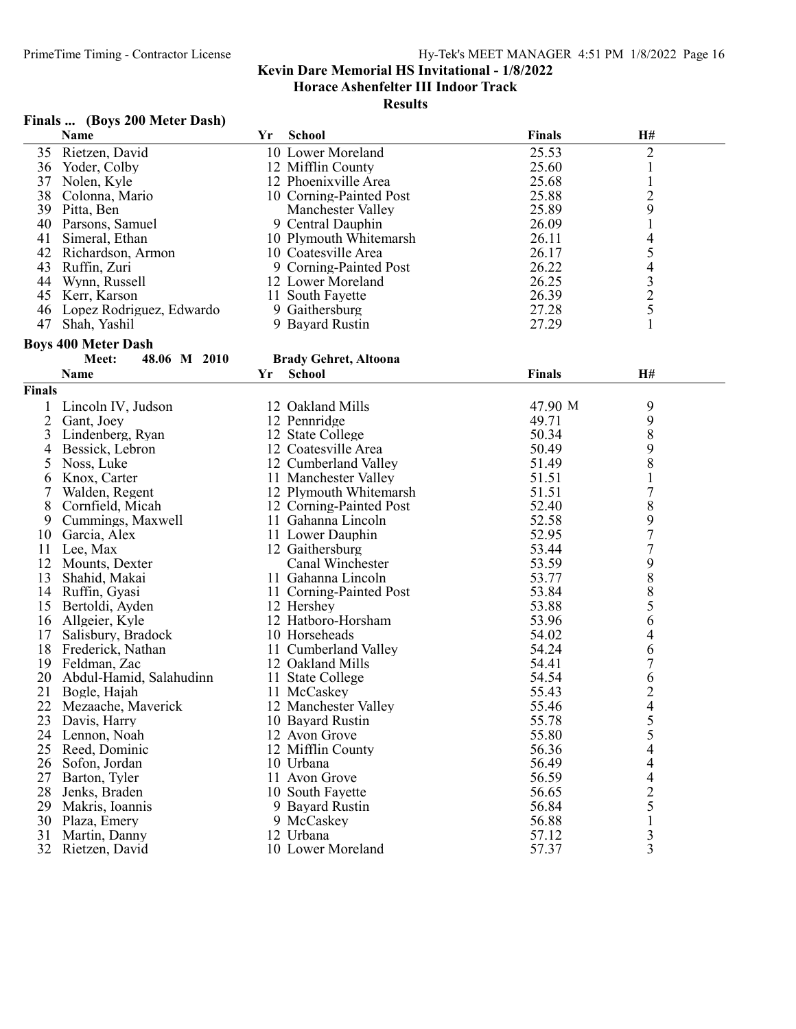## Kevin Dare Memorial HS Invitational - 1/8/2022
## Horace Ashenfelter III Indoor Track
## Results

### Finals ... (Boys 200 Meter Dash)

| | Name | Yr | School | Finals | H# |
|---|---|---|---|---|---|
| 35 | Rietzen, David | 10 | Lower Moreland | 25.53 | 2 |
| 36 | Yoder, Colby | 12 | Mifflin County | 25.60 | 1 |
| 37 | Nolen, Kyle | 12 | Phoenixville Area | 25.68 | 1 |
| 38 | Colonna, Mario | 10 | Corning-Painted Post | 25.88 | 2 |
| 39 | Pitta, Ben | | Manchester Valley | 25.89 | 9 |
| 40 | Parsons, Samuel | 9 | Central Dauphin | 26.09 | 1 |
| 41 | Simeral, Ethan | 10 | Plymouth Whitemarsh | 26.11 | 4 |
| 42 | Richardson, Armon | 10 | Coatesville Area | 26.17 | 5 |
| 43 | Ruffin, Zuri | 9 | Corning-Painted Post | 26.22 | 4 |
| 44 | Wynn, Russell | 12 | Lower Moreland | 26.25 | 3 |
| 45 | Kerr, Karson | 11 | South Fayette | 26.39 | 2 |
| 46 | Lopez Rodriguez, Edwardo | 9 | Gaithersburg | 27.28 | 5 |
| 47 | Shah, Yashil | 9 | Bayard Rustin | 27.29 | 1 |

### Boys 400 Meter Dash

Meet: 48.06 M 2010 — Brady Gehret, Altoona

**Finals**

| | Name | Yr | School | Finals | H# |
|---|---|---|---|---|---|
| 1 | Lincoln IV, Judson | 12 | Oakland Mills | 47.90 M | 9 |
| 2 | Gant, Joey | 12 | Pennridge | 49.71 | 9 |
| 3 | Lindenberg, Ryan | 12 | State College | 50.34 | 8 |
| 4 | Bessick, Lebron | 12 | Coatesville Area | 50.49 | 9 |
| 5 | Noss, Luke | 12 | Cumberland Valley | 51.49 | 8 |
| 6 | Knox, Carter | 11 | Manchester Valley | 51.51 | 1 |
| 7 | Walden, Regent | 12 | Plymouth Whitemarsh | 51.51 | 7 |
| 8 | Cornfield, Micah | 12 | Corning-Painted Post | 52.40 | 8 |
| 9 | Cummings, Maxwell | 11 | Gahanna Lincoln | 52.58 | 9 |
| 10 | Garcia, Alex | 11 | Lower Dauphin | 52.95 | 7 |
| 11 | Lee, Max | 12 | Gaithersburg | 53.44 | 7 |
| 12 | Mounts, Dexter | | Canal Winchester | 53.59 | 9 |
| 13 | Shahid, Makai | 11 | Gahanna Lincoln | 53.77 | 8 |
| 14 | Ruffin, Gyasi | 11 | Corning-Painted Post | 53.84 | 8 |
| 15 | Bertoldi, Ayden | 12 | Hershey | 53.88 | 5 |
| 16 | Allgeier, Kyle | 12 | Hatboro-Horsham | 53.96 | 6 |
| 17 | Salisbury, Bradock | 10 | Horseheads | 54.02 | 4 |
| 18 | Frederick, Nathan | 11 | Cumberland Valley | 54.24 | 6 |
| 19 | Feldman, Zac | 12 | Oakland Mills | 54.41 | 7 |
| 20 | Abdul-Hamid, Salahudinn | 11 | State College | 54.54 | 6 |
| 21 | Bogle, Hajah | 11 | McCaskey | 55.43 | 2 |
| 22 | Mezaache, Maverick | 12 | Manchester Valley | 55.46 | 4 |
| 23 | Davis, Harry | 10 | Bayard Rustin | 55.78 | 5 |
| 24 | Lennon, Noah | 12 | Avon Grove | 55.80 | 5 |
| 25 | Reed, Dominic | 12 | Mifflin County | 56.36 | 4 |
| 26 | Sofon, Jordan | 10 | Urbana | 56.49 | 4 |
| 27 | Barton, Tyler | 11 | Avon Grove | 56.59 | 4 |
| 28 | Jenks, Braden | 10 | South Fayette | 56.65 | 2 |
| 29 | Makris, Ioannis | 9 | Bayard Rustin | 56.84 | 5 |
| 30 | Plaza, Emery | 9 | McCaskey | 56.88 | 1 |
| 31 | Martin, Danny | 12 | Urbana | 57.12 | 3 |
| 32 | Rietzen, David | 10 | Lower Moreland | 57.37 | 3 |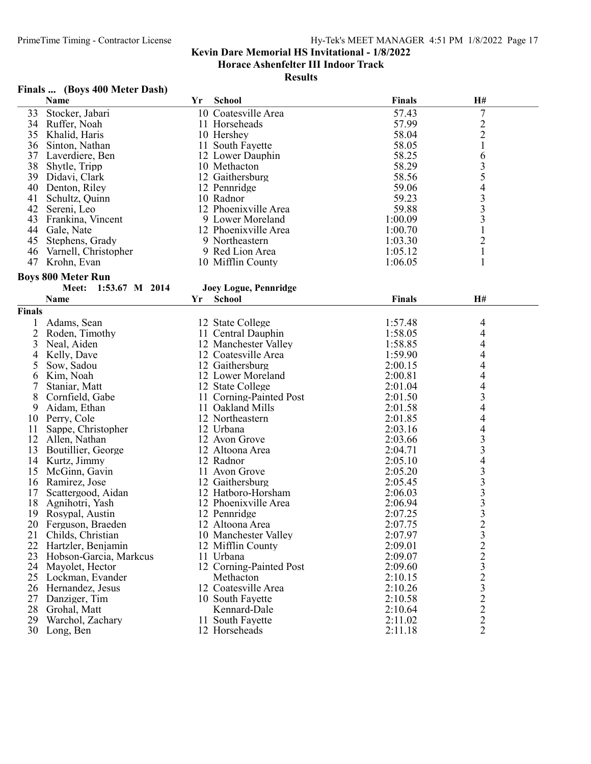**Kevin Dare Memorial HS Invitational - 1/8/2022**
**Horace Ashenfelter III Indoor Track**
**Results**

### Finals ... (Boys 400 Meter Dash)

| | Name | Yr | School | Finals | H# |
|---|---|---|---|---|---|
| 33 | Stocker, Jabari | 10 | Coatesville Area | 57.43 | 7 |
| 34 | Ruffer, Noah | 11 | Horseheads | 57.99 | 2 |
| 35 | Khalid, Haris | 10 | Hershey | 58.04 | 2 |
| 36 | Sinton, Nathan | 11 | South Fayette | 58.05 | 1 |
| 37 | Laverdiere, Ben | 12 | Lower Dauphin | 58.25 | 6 |
| 38 | Shytle, Tripp | 10 | Methacton | 58.29 | 3 |
| 39 | Didavi, Clark | 12 | Gaithersburg | 58.56 | 5 |
| 40 | Denton, Riley | 12 | Pennridge | 59.06 | 4 |
| 41 | Schultz, Quinn | 10 | Radnor | 59.23 | 3 |
| 42 | Sereni, Leo | 12 | Phoenixville Area | 59.88 | 3 |
| 43 | Frankina, Vincent | 9 | Lower Moreland | 1:00.09 | 3 |
| 44 | Gale, Nate | 12 | Phoenixville Area | 1:00.70 | 1 |
| 45 | Stephens, Grady | 9 | Northeastern | 1:03.30 | 2 |
| 46 | Varnell, Christopher | 9 | Red Lion Area | 1:05.12 | 1 |
| 47 | Krohn, Evan | 10 | Mifflin County | 1:06.05 | 1 |

### Boys 800 Meter Run

Meet: 1:53.67 M 2014 Joey Logue, Pennridge

**Finals**

| | Name | Yr | School | Finals | H# |
|---|---|---|---|---|---|
| 1 | Adams, Sean | 12 | State College | 1:57.48 | 4 |
| 2 | Roden, Timothy | 11 | Central Dauphin | 1:58.05 | 4 |
| 3 | Neal, Aiden | 12 | Manchester Valley | 1:58.85 | 4 |
| 4 | Kelly, Dave | 12 | Coatesville Area | 1:59.90 | 4 |
| 5 | Sow, Sadou | 12 | Gaithersburg | 2:00.15 | 4 |
| 6 | Kim, Noah | 12 | Lower Moreland | 2:00.81 | 4 |
| 7 | Staniar, Matt | 12 | State College | 2:01.04 | 4 |
| 8 | Cornfield, Gabe | 11 | Corning-Painted Post | 2:01.50 | 3 |
| 9 | Aidam, Ethan | 11 | Oakland Mills | 2:01.58 | 4 |
| 10 | Perry, Cole | 12 | Northeastern | 2:01.85 | 4 |
| 11 | Sappe, Christopher | 12 | Urbana | 2:03.16 | 4 |
| 12 | Allen, Nathan | 12 | Avon Grove | 2:03.66 | 3 |
| 13 | Boutillier, George | 12 | Altoona Area | 2:04.71 | 3 |
| 14 | Kurtz, Jimmy | 12 | Radnor | 2:05.10 | 4 |
| 15 | McGinn, Gavin | 11 | Avon Grove | 2:05.20 | 3 |
| 16 | Ramirez, Jose | 12 | Gaithersburg | 2:05.45 | 3 |
| 17 | Scattergood, Aidan | 12 | Hatboro-Horsham | 2:06.03 | 3 |
| 18 | Agnihotri, Yash | 12 | Phoenixville Area | 2:06.94 | 3 |
| 19 | Rosypal, Austin | 12 | Pennridge | 2:07.25 | 3 |
| 20 | Ferguson, Braeden | 12 | Altoona Area | 2:07.75 | 2 |
| 21 | Childs, Christian | 10 | Manchester Valley | 2:07.97 | 3 |
| 22 | Hartzler, Benjamin | 12 | Mifflin County | 2:09.01 | 2 |
| 23 | Hobson-Garcia, Markcus | 11 | Urbana | 2:09.07 | 2 |
| 24 | Mayolet, Hector | 12 | Corning-Painted Post | 2:09.60 | 3 |
| 25 | Lockman, Evander | | Methacton | 2:10.15 | 2 |
| 26 | Hernandez, Jesus | 12 | Coatesville Area | 2:10.26 | 3 |
| 27 | Danziger, Tim | 10 | South Fayette | 2:10.58 | 2 |
| 28 | Grohal, Matt | | Kennard-Dale | 2:10.64 | 2 |
| 29 | Warchol, Zachary | 11 | South Fayette | 2:11.02 | 2 |
| 30 | Long, Ben | 12 | Horseheads | 2:11.18 | 2 |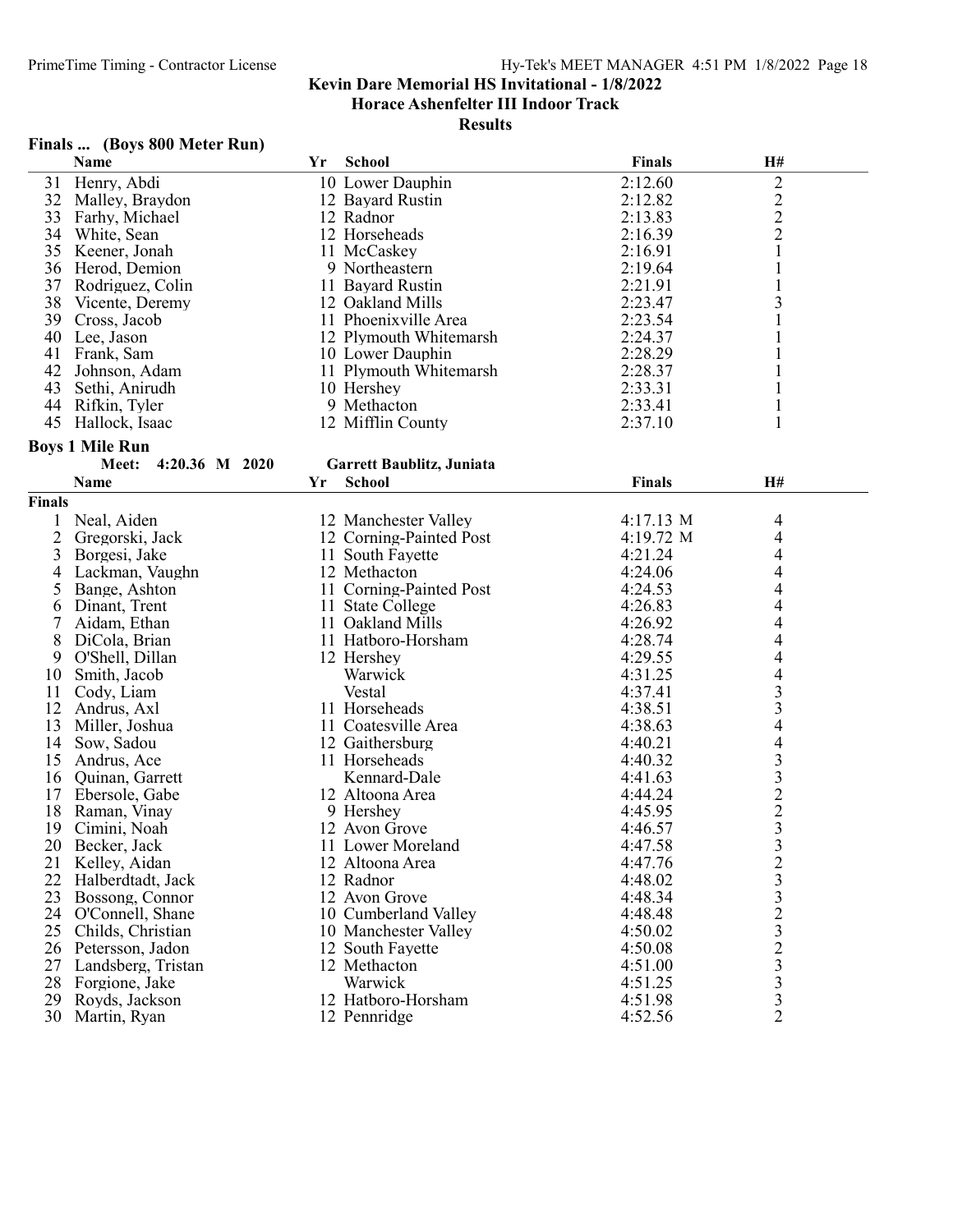# Kevin Dare Memorial HS Invitational - 1/8/2022

## Horace Ashenfelter III Indoor Track

### Results

**Finals ... (Boys 800 Meter Run)**

| | Name | Yr | School | Finals | H# |
|---|---|---|---|---|---|
| 31 | Henry, Abdi | 10 | Lower Dauphin | 2:12.60 | 2 |
| 32 | Malley, Braydon | 12 | Bayard Rustin | 2:12.82 | 2 |
| 33 | Farhy, Michael | 12 | Radnor | 2:13.83 | 2 |
| 34 | White, Sean | 12 | Horseheads | 2:16.39 | 2 |
| 35 | Keener, Jonah | 11 | McCaskey | 2:16.91 | 1 |
| 36 | Herod, Demion | 9 | Northeastern | 2:19.64 | 1 |
| 37 | Rodriguez, Colin | 11 | Bayard Rustin | 2:21.91 | 1 |
| 38 | Vicente, Deremy | 12 | Oakland Mills | 2:23.47 | 3 |
| 39 | Cross, Jacob | 11 | Phoenixville Area | 2:23.54 | 1 |
| 40 | Lee, Jason | 12 | Plymouth Whitemarsh | 2:24.37 | 1 |
| 41 | Frank, Sam | 10 | Lower Dauphin | 2:28.29 | 1 |
| 42 | Johnson, Adam | 11 | Plymouth Whitemarsh | 2:28.37 | 1 |
| 43 | Sethi, Anirudh | 10 | Hershey | 2:33.31 | 1 |
| 44 | Rifkin, Tyler | 9 | Methacton | 2:33.41 | 1 |
| 45 | Hallock, Isaac | 12 | Mifflin County | 2:37.10 | 1 |

**Boys 1 Mile Run**

Meet: 4:20.36 M 2020 — Garrett Baublitz, Juniata

**Finals**

| | Name | Yr | School | Finals | H# |
|---|---|---|---|---|---|
| 1 | Neal, Aiden | 12 | Manchester Valley | 4:17.13 M | 4 |
| 2 | Gregorski, Jack | 12 | Corning-Painted Post | 4:19.72 M | 4 |
| 3 | Borgesi, Jake | 11 | South Fayette | 4:21.24 | 4 |
| 4 | Lackman, Vaughn | 12 | Methacton | 4:24.06 | 4 |
| 5 | Bange, Ashton | 11 | Corning-Painted Post | 4:24.53 | 4 |
| 6 | Dinant, Trent | 11 | State College | 4:26.83 | 4 |
| 7 | Aidam, Ethan | 11 | Oakland Mills | 4:26.92 | 4 |
| 8 | DiCola, Brian | 11 | Hatboro-Horsham | 4:28.74 | 4 |
| 9 | O'Shell, Dillan | 12 | Hershey | 4:29.55 | 4 |
| 10 | Smith, Jacob | | Warwick | 4:31.25 | 4 |
| 11 | Cody, Liam | | Vestal | 4:37.41 | 3 |
| 12 | Andrus, Axl | 11 | Horseheads | 4:38.51 | 3 |
| 13 | Miller, Joshua | 11 | Coatesville Area | 4:38.63 | 4 |
| 14 | Sow, Sadou | 12 | Gaithersburg | 4:40.21 | 4 |
| 15 | Andrus, Ace | 11 | Horseheads | 4:40.32 | 3 |
| 16 | Quinan, Garrett | | Kennard-Dale | 4:41.63 | 3 |
| 17 | Ebersole, Gabe | 12 | Altoona Area | 4:44.24 | 2 |
| 18 | Raman, Vinay | 9 | Hershey | 4:45.95 | 2 |
| 19 | Cimini, Noah | 12 | Avon Grove | 4:46.57 | 3 |
| 20 | Becker, Jack | 11 | Lower Moreland | 4:47.58 | 3 |
| 21 | Kelley, Aidan | 12 | Altoona Area | 4:47.76 | 2 |
| 22 | Halberdtadt, Jack | 12 | Radnor | 4:48.02 | 3 |
| 23 | Bossong, Connor | 12 | Avon Grove | 4:48.34 | 3 |
| 24 | O'Connell, Shane | 10 | Cumberland Valley | 4:48.48 | 2 |
| 25 | Childs, Christian | 10 | Manchester Valley | 4:50.02 | 3 |
| 26 | Petersson, Jadon | 12 | South Fayette | 4:50.08 | 2 |
| 27 | Landsberg, Tristan | 12 | Methacton | 4:51.00 | 3 |
| 28 | Forgione, Jake | | Warwick | 4:51.25 | 3 |
| 29 | Royds, Jackson | 12 | Hatboro-Horsham | 4:51.98 | 3 |
| 30 | Martin, Ryan | 12 | Pennridge | 4:52.56 | 2 |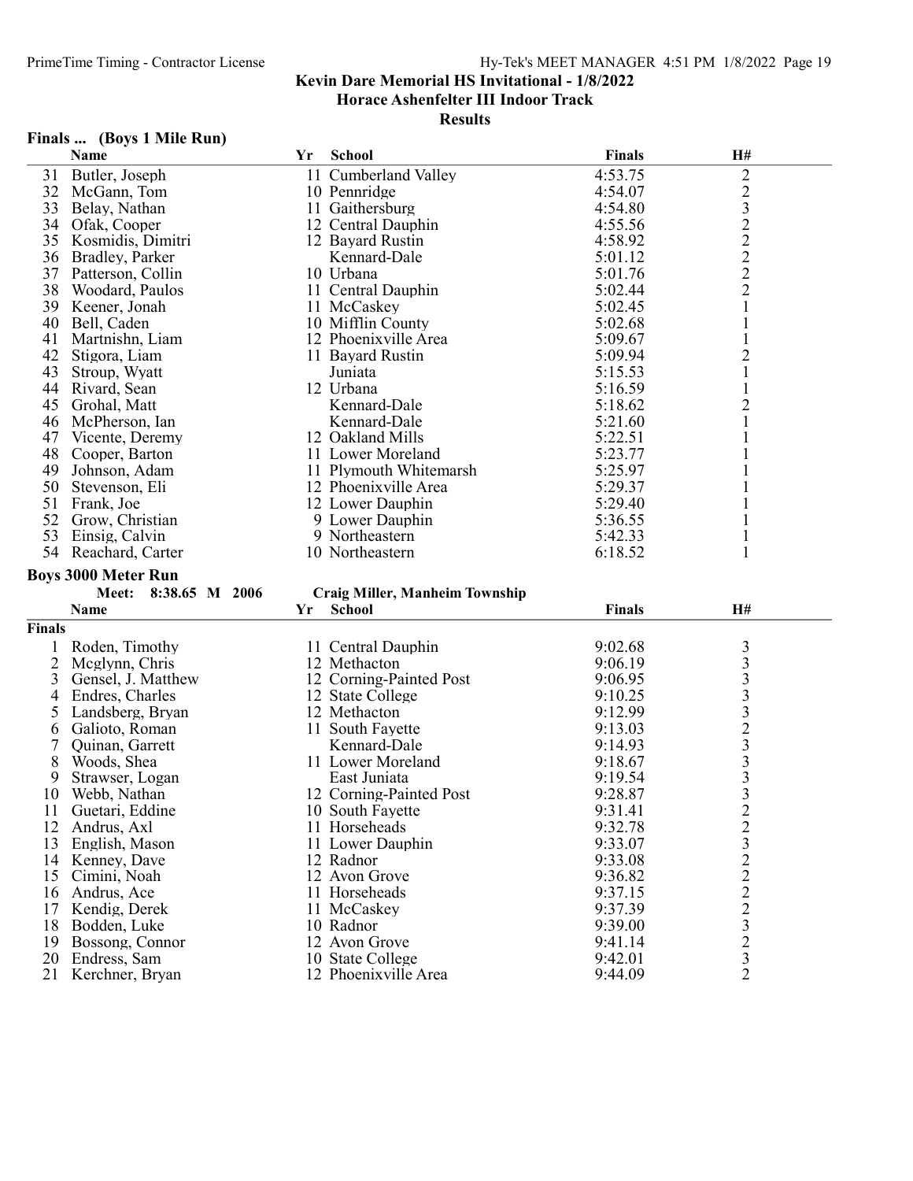**Kevin Dare Memorial HS Invitational - 1/8/2022**
**Horace Ashenfelter III Indoor Track**
**Results**

### Finals ... (Boys 1 Mile Run)

| | Name | Yr | School | Finals | H# |
|---|---|---|---|---|---|
| 31 | Butler, Joseph | 11 | Cumberland Valley | 4:53.75 | 2 |
| 32 | McGann, Tom | 10 | Pennridge | 4:54.07 | 2 |
| 33 | Belay, Nathan | 11 | Gaithersburg | 4:54.80 | 3 |
| 34 | Ofak, Cooper | 12 | Central Dauphin | 4:55.56 | 2 |
| 35 | Kosmidis, Dimitri | 12 | Bayard Rustin | 4:58.92 | 2 |
| 36 | Bradley, Parker | | Kennard-Dale | 5:01.12 | 2 |
| 37 | Patterson, Collin | 10 | Urbana | 5:01.76 | 2 |
| 38 | Woodard, Paulos | 11 | Central Dauphin | 5:02.44 | 2 |
| 39 | Keener, Jonah | 11 | McCaskey | 5:02.45 | 1 |
| 40 | Bell, Caden | 10 | Mifflin County | 5:02.68 | 1 |
| 41 | Martnishn, Liam | 12 | Phoenixville Area | 5:09.67 | 1 |
| 42 | Stigora, Liam | 11 | Bayard Rustin | 5:09.94 | 2 |
| 43 | Stroup, Wyatt | | Juniata | 5:15.53 | 1 |
| 44 | Rivard, Sean | 12 | Urbana | 5:16.59 | 1 |
| 45 | Grohal, Matt | | Kennard-Dale | 5:18.62 | 2 |
| 46 | McPherson, Ian | | Kennard-Dale | 5:21.60 | 1 |
| 47 | Vicente, Deremy | 12 | Oakland Mills | 5:22.51 | 1 |
| 48 | Cooper, Barton | 11 | Lower Moreland | 5:23.77 | 1 |
| 49 | Johnson, Adam | 11 | Plymouth Whitemarsh | 5:25.97 | 1 |
| 50 | Stevenson, Eli | 12 | Phoenixville Area | 5:29.37 | 1 |
| 51 | Frank, Joe | 12 | Lower Dauphin | 5:29.40 | 1 |
| 52 | Grow, Christian | 9 | Lower Dauphin | 5:36.55 | 1 |
| 53 | Einsig, Calvin | 9 | Northeastern | 5:42.33 | 1 |
| 54 | Reachard, Carter | 10 | Northeastern | 6:18.52 | 1 |

### Boys 3000 Meter Run

Meet: 8:38.65 M 2006 — Craig Miller, Manheim Township

**Finals**

| | Name | Yr | School | Finals | H# |
|---|---|---|---|---|---|
| 1 | Roden, Timothy | 11 | Central Dauphin | 9:02.68 | 3 |
| 2 | Mcglynn, Chris | 12 | Methacton | 9:06.19 | 3 |
| 3 | Gensel, J. Matthew | 12 | Corning-Painted Post | 9:06.95 | 3 |
| 4 | Endres, Charles | 12 | State College | 9:10.25 | 3 |
| 5 | Landsberg, Bryan | 12 | Methacton | 9:12.99 | 3 |
| 6 | Galioto, Roman | 11 | South Fayette | 9:13.03 | 2 |
| 7 | Quinan, Garrett | | Kennard-Dale | 9:14.93 | 3 |
| 8 | Woods, Shea | 11 | Lower Moreland | 9:18.67 | 3 |
| 9 | Strawser, Logan | | East Juniata | 9:19.54 | 3 |
| 10 | Webb, Nathan | 12 | Corning-Painted Post | 9:28.87 | 3 |
| 11 | Guetari, Eddine | 10 | South Fayette | 9:31.41 | 2 |
| 12 | Andrus, Axl | 11 | Horseheads | 9:32.78 | 2 |
| 13 | English, Mason | 11 | Lower Dauphin | 9:33.07 | 3 |
| 14 | Kenney, Dave | 12 | Radnor | 9:33.08 | 2 |
| 15 | Cimini, Noah | 12 | Avon Grove | 9:36.82 | 2 |
| 16 | Andrus, Ace | 11 | Horseheads | 9:37.15 | 2 |
| 17 | Kendig, Derek | 11 | McCaskey | 9:37.39 | 2 |
| 18 | Bodden, Luke | 10 | Radnor | 9:39.00 | 3 |
| 19 | Bossong, Connor | 12 | Avon Grove | 9:41.14 | 2 |
| 20 | Endress, Sam | 10 | State College | 9:42.01 | 3 |
| 21 | Kerchner, Bryan | 12 | Phoenixville Area | 9:44.09 | 2 |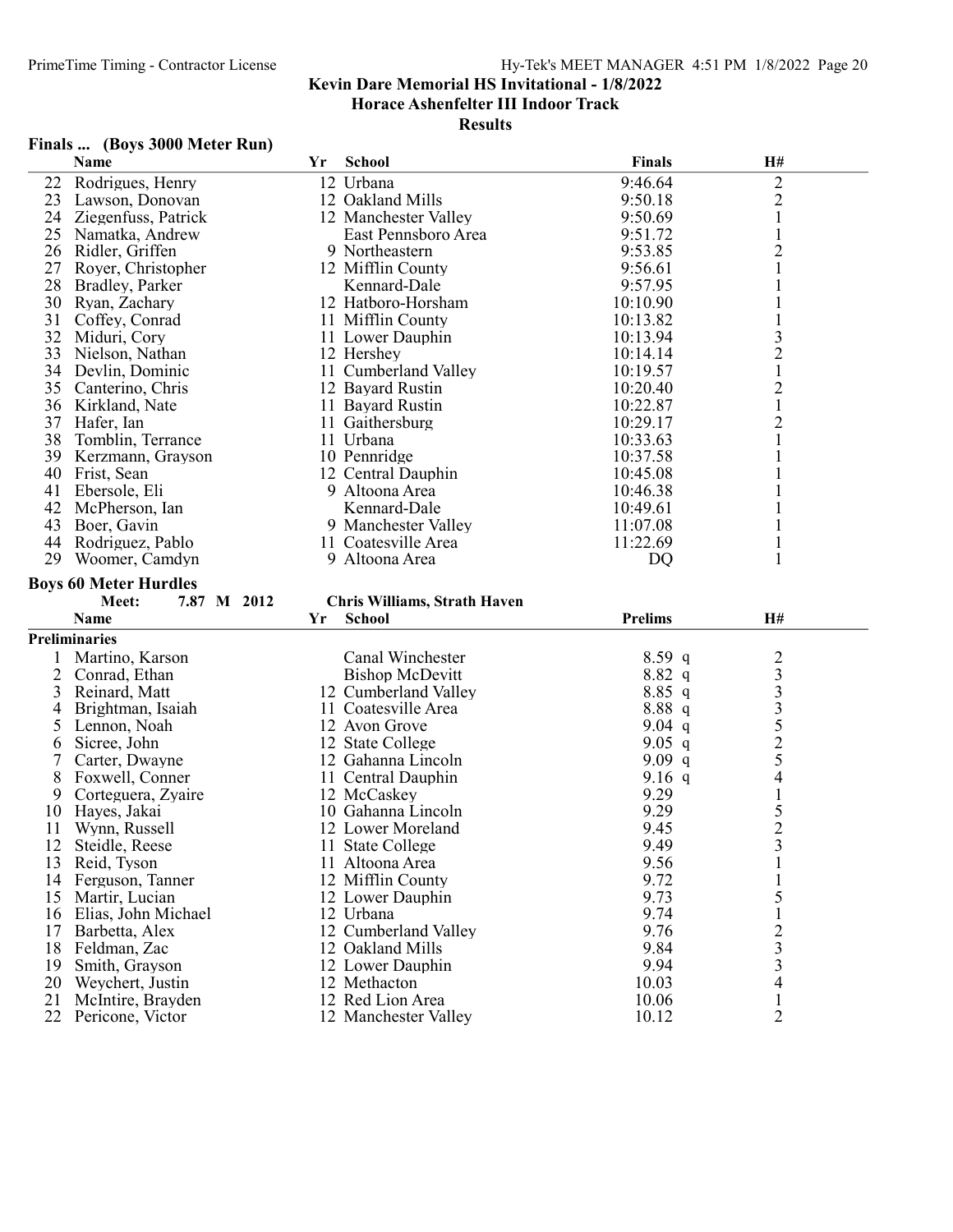# Kevin Dare Memorial HS Invitational - 1/8/2022

## Horace Ashenfelter III Indoor Track

### Results

#### Finals ... (Boys 3000 Meter Run)

| | Name | Yr | School | Finals | H# |
|---|---|---|---|---|---|
| 22 | Rodrigues, Henry | 12 | Urbana | 9:46.64 | 2 |
| 23 | Lawson, Donovan | 12 | Oakland Mills | 9:50.18 | 2 |
| 24 | Ziegenfuss, Patrick | 12 | Manchester Valley | 9:50.69 | 1 |
| 25 | Namatka, Andrew | | East Pennsboro Area | 9:51.72 | 1 |
| 26 | Ridler, Griffen | 9 | Northeastern | 9:53.85 | 2 |
| 27 | Royer, Christopher | 12 | Mifflin County | 9:56.61 | 1 |
| 28 | Bradley, Parker | | Kennard-Dale | 9:57.95 | 1 |
| 30 | Ryan, Zachary | 12 | Hatboro-Horsham | 10:10.90 | 1 |
| 31 | Coffey, Conrad | 11 | Mifflin County | 10:13.82 | 1 |
| 32 | Miduri, Cory | 11 | Lower Dauphin | 10:13.94 | 3 |
| 33 | Nielson, Nathan | 12 | Hershey | 10:14.14 | 2 |
| 34 | Devlin, Dominic | 11 | Cumberland Valley | 10:19.57 | 1 |
| 35 | Canterino, Chris | 12 | Bayard Rustin | 10:20.40 | 2 |
| 36 | Kirkland, Nate | 11 | Bayard Rustin | 10:22.87 | 1 |
| 37 | Hafer, Ian | 11 | Gaithersburg | 10:29.17 | 2 |
| 38 | Tomblin, Terrance | 11 | Urbana | 10:33.63 | 1 |
| 39 | Kerzmann, Grayson | 10 | Pennridge | 10:37.58 | 1 |
| 40 | Frist, Sean | 12 | Central Dauphin | 10:45.08 | 1 |
| 41 | Ebersole, Eli | 9 | Altoona Area | 10:46.38 | 1 |
| 42 | McPherson, Ian | | Kennard-Dale | 10:49.61 | 1 |
| 43 | Boer, Gavin | 9 | Manchester Valley | 11:07.08 | 1 |
| 44 | Rodriguez, Pablo | 11 | Coatesville Area | 11:22.69 | 1 |
| 29 | Woomer, Camdyn | 9 | Altoona Area | DQ | 1 |

#### Boys 60 Meter Hurdles

Meet: 7.87 M 2012 — Chris Williams, Strath Haven

**Preliminaries**

| | Name | Yr | School | Prelims | H# |
|---|---|---|---|---|---|
| 1 | Martino, Karson | | Canal Winchester | 8.59 q | 2 |
| 2 | Conrad, Ethan | | Bishop McDevitt | 8.82 q | 3 |
| 3 | Reinard, Matt | 12 | Cumberland Valley | 8.85 q | 3 |
| 4 | Brightman, Isaiah | 11 | Coatesville Area | 8.88 q | 3 |
| 5 | Lennon, Noah | 12 | Avon Grove | 9.04 q | 5 |
| 6 | Sicree, John | 12 | State College | 9.05 q | 2 |
| 7 | Carter, Dwayne | 12 | Gahanna Lincoln | 9.09 q | 5 |
| 8 | Foxwell, Conner | 11 | Central Dauphin | 9.16 q | 4 |
| 9 | Corteguera, Zyaire | 12 | McCaskey | 9.29 | 1 |
| 10 | Hayes, Jakai | 10 | Gahanna Lincoln | 9.29 | 5 |
| 11 | Wynn, Russell | 12 | Lower Moreland | 9.45 | 2 |
| 12 | Steidle, Reese | 11 | State College | 9.49 | 3 |
| 13 | Reid, Tyson | 11 | Altoona Area | 9.56 | 1 |
| 14 | Ferguson, Tanner | 12 | Mifflin County | 9.72 | 1 |
| 15 | Martir, Lucian | 12 | Lower Dauphin | 9.73 | 5 |
| 16 | Elias, John Michael | 12 | Urbana | 9.74 | 1 |
| 17 | Barbetta, Alex | 12 | Cumberland Valley | 9.76 | 2 |
| 18 | Feldman, Zac | 12 | Oakland Mills | 9.84 | 3 |
| 19 | Smith, Grayson | 12 | Lower Dauphin | 9.94 | 3 |
| 20 | Weychert, Justin | 12 | Methacton | 10.03 | 4 |
| 21 | McIntire, Brayden | 12 | Red Lion Area | 10.06 | 1 |
| 22 | Pericone, Victor | 12 | Manchester Valley | 10.12 | 2 |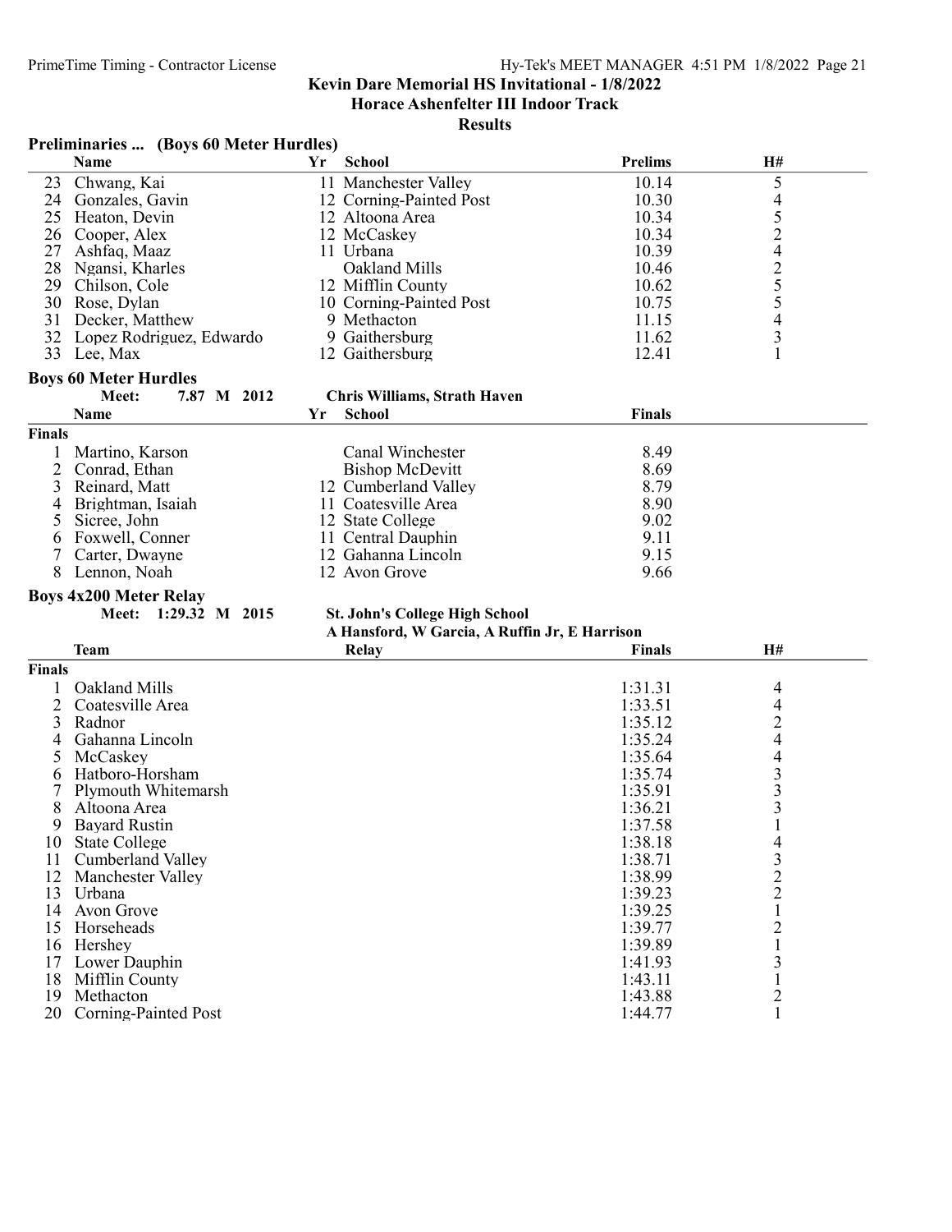## Kevin Dare Memorial HS Invitational - 1/8/2022

### Horace Ashenfelter III Indoor Track

### Results

**Preliminaries ... (Boys 60 Meter Hurdles)**

| | Name | Yr | School | Prelims | H# |
|---|---|---|---|---|---|
| 23 | Chwang, Kai | 11 | Manchester Valley | 10.14 | 5 |
| 24 | Gonzales, Gavin | 12 | Corning-Painted Post | 10.30 | 4 |
| 25 | Heaton, Devin | 12 | Altoona Area | 10.34 | 5 |
| 26 | Cooper, Alex | 12 | McCaskey | 10.34 | 2 |
| 27 | Ashfaq, Maaz | 11 | Urbana | 10.39 | 4 |
| 28 | Ngansi, Kharles | | Oakland Mills | 10.46 | 2 |
| 29 | Chilson, Cole | 12 | Mifflin County | 10.62 | 5 |
| 30 | Rose, Dylan | 10 | Corning-Painted Post | 10.75 | 5 |
| 31 | Decker, Matthew | 9 | Methacton | 11.15 | 4 |
| 32 | Lopez Rodriguez, Edwardo | 9 | Gaithersburg | 11.62 | 3 |
| 33 | Lee, Max | 12 | Gaithersburg | 12.41 | 1 |

**Boys 60 Meter Hurdles**

Meet: 7.87 M 2012 — Chris Williams, Strath Haven

| | Name | Yr | School | Finals |
|---|---|---|---|---|
| **Finals** | | | | |
| 1 | Martino, Karson | | Canal Winchester | 8.49 |
| 2 | Conrad, Ethan | | Bishop McDevitt | 8.69 |
| 3 | Reinard, Matt | 12 | Cumberland Valley | 8.79 |
| 4 | Brightman, Isaiah | 11 | Coatesville Area | 8.90 |
| 5 | Sicree, John | 12 | State College | 9.02 |
| 6 | Foxwell, Conner | 11 | Central Dauphin | 9.11 |
| 7 | Carter, Dwayne | 12 | Gahanna Lincoln | 9.15 |
| 8 | Lennon, Noah | 12 | Avon Grove | 9.66 |

**Boys 4x200 Meter Relay**

Meet: 1:29.32 M 2015 — St. John's College High School
A Hansford, W Garcia, A Ruffin Jr, E Harrison

| | Team | Relay | Finals | H# |
|---|---|---|---|---|
| **Finals** | | | | |
| 1 | Oakland Mills | | 1:31.31 | 4 |
| 2 | Coatesville Area | | 1:33.51 | 4 |
| 3 | Radnor | | 1:35.12 | 2 |
| 4 | Gahanna Lincoln | | 1:35.24 | 4 |
| 5 | McCaskey | | 1:35.64 | 4 |
| 6 | Hatboro-Horsham | | 1:35.74 | 3 |
| 7 | Plymouth Whitemarsh | | 1:35.91 | 3 |
| 8 | Altoona Area | | 1:36.21 | 3 |
| 9 | Bayard Rustin | | 1:37.58 | 1 |
| 10 | State College | | 1:38.18 | 4 |
| 11 | Cumberland Valley | | 1:38.71 | 3 |
| 12 | Manchester Valley | | 1:38.99 | 2 |
| 13 | Urbana | | 1:39.23 | 2 |
| 14 | Avon Grove | | 1:39.25 | 1 |
| 15 | Horseheads | | 1:39.77 | 2 |
| 16 | Hershey | | 1:39.89 | 1 |
| 17 | Lower Dauphin | | 1:41.93 | 3 |
| 18 | Mifflin County | | 1:43.11 | 1 |
| 19 | Methacton | | 1:43.88 | 2 |
| 20 | Corning-Painted Post | | 1:44.77 | 1 |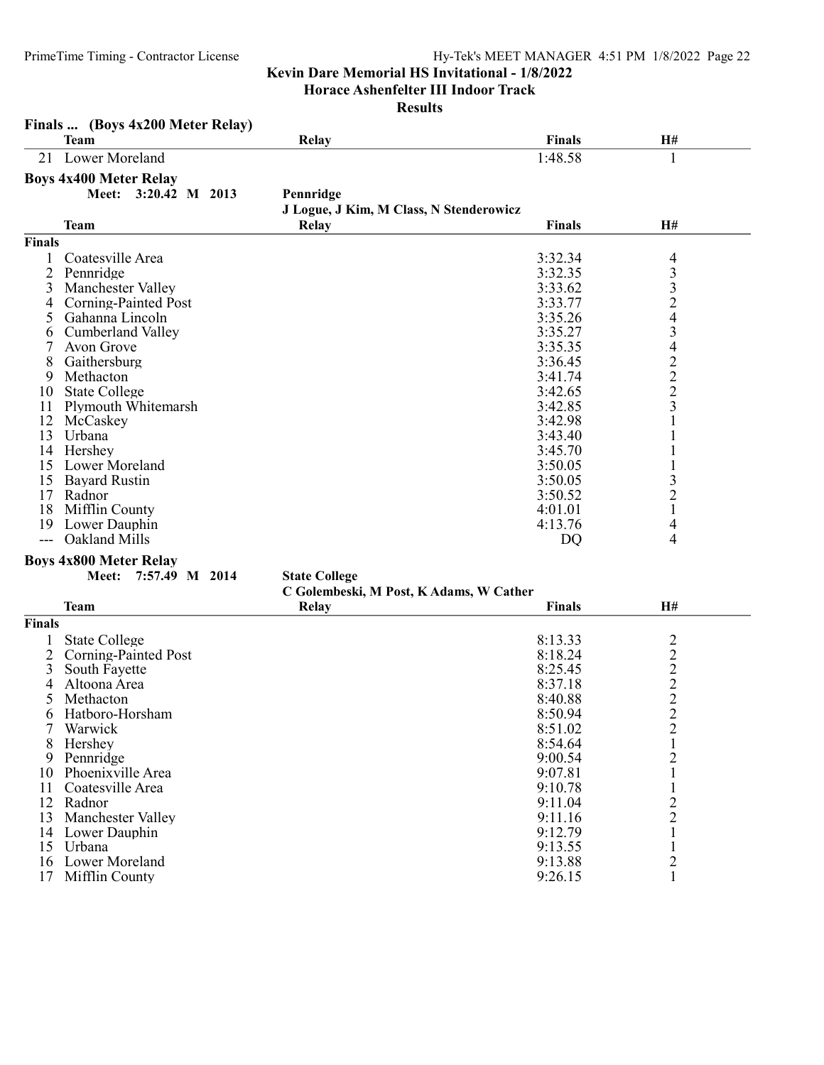## Kevin Dare Memorial HS Invitational - 1/8/2022

### Horace Ashenfelter III Indoor Track

### Results

**Finals ... (Boys 4x200 Meter Relay)**

| | Team | Relay | Finals | H# |
|---|---|---|---|---|
| 21 | Lower Moreland | | 1:48.58 | 1 |

**Boys 4x400 Meter Relay**

Meet: 3:20.42 M 2013 — Pennridge
J Logue, J Kim, M Class, N Stenderowicz

| | Team | Relay | Finals | H# |
|---|---|---|---|---|
| **Finals** | | | | |
| 1 | Coatesville Area | | 3:32.34 | 4 |
| 2 | Pennridge | | 3:32.35 | 3 |
| 3 | Manchester Valley | | 3:33.62 | 3 |
| 4 | Corning-Painted Post | | 3:33.77 | 2 |
| 5 | Gahanna Lincoln | | 3:35.26 | 4 |
| 6 | Cumberland Valley | | 3:35.27 | 3 |
| 7 | Avon Grove | | 3:35.35 | 4 |
| 8 | Gaithersburg | | 3:36.45 | 2 |
| 9 | Methacton | | 3:41.74 | 2 |
| 10 | State College | | 3:42.65 | 2 |
| 11 | Plymouth Whitemarsh | | 3:42.85 | 3 |
| 12 | McCaskey | | 3:42.98 | 1 |
| 13 | Urbana | | 3:43.40 | 1 |
| 14 | Hershey | | 3:45.70 | 1 |
| 15 | Lower Moreland | | 3:50.05 | 1 |
| 15 | Bayard Rustin | | 3:50.05 | 3 |
| 17 | Radnor | | 3:50.52 | 2 |
| 18 | Mifflin County | | 4:01.01 | 1 |
| 19 | Lower Dauphin | | 4:13.76 | 4 |
| --- | Oakland Mills | | DQ | 4 |

**Boys 4x800 Meter Relay**

Meet: 7:57.49 M 2014 — State College
C Golembeski, M Post, K Adams, W Cather

| | Team | Relay | Finals | H# |
|---|---|---|---|---|
| **Finals** | | | | |
| 1 | State College | | 8:13.33 | 2 |
| 2 | Corning-Painted Post | | 8:18.24 | 2 |
| 3 | South Fayette | | 8:25.45 | 2 |
| 4 | Altoona Area | | 8:37.18 | 2 |
| 5 | Methacton | | 8:40.88 | 2 |
| 6 | Hatboro-Horsham | | 8:50.94 | 2 |
| 7 | Warwick | | 8:51.02 | 2 |
| 8 | Hershey | | 8:54.64 | 1 |
| 9 | Pennridge | | 9:00.54 | 2 |
| 10 | Phoenixville Area | | 9:07.81 | 1 |
| 11 | Coatesville Area | | 9:10.78 | 1 |
| 12 | Radnor | | 9:11.04 | 2 |
| 13 | Manchester Valley | | 9:11.16 | 2 |
| 14 | Lower Dauphin | | 9:12.79 | 1 |
| 15 | Urbana | | 9:13.55 | 1 |
| 16 | Lower Moreland | | 9:13.88 | 2 |
| 17 | Mifflin County | | 9:26.15 | 1 |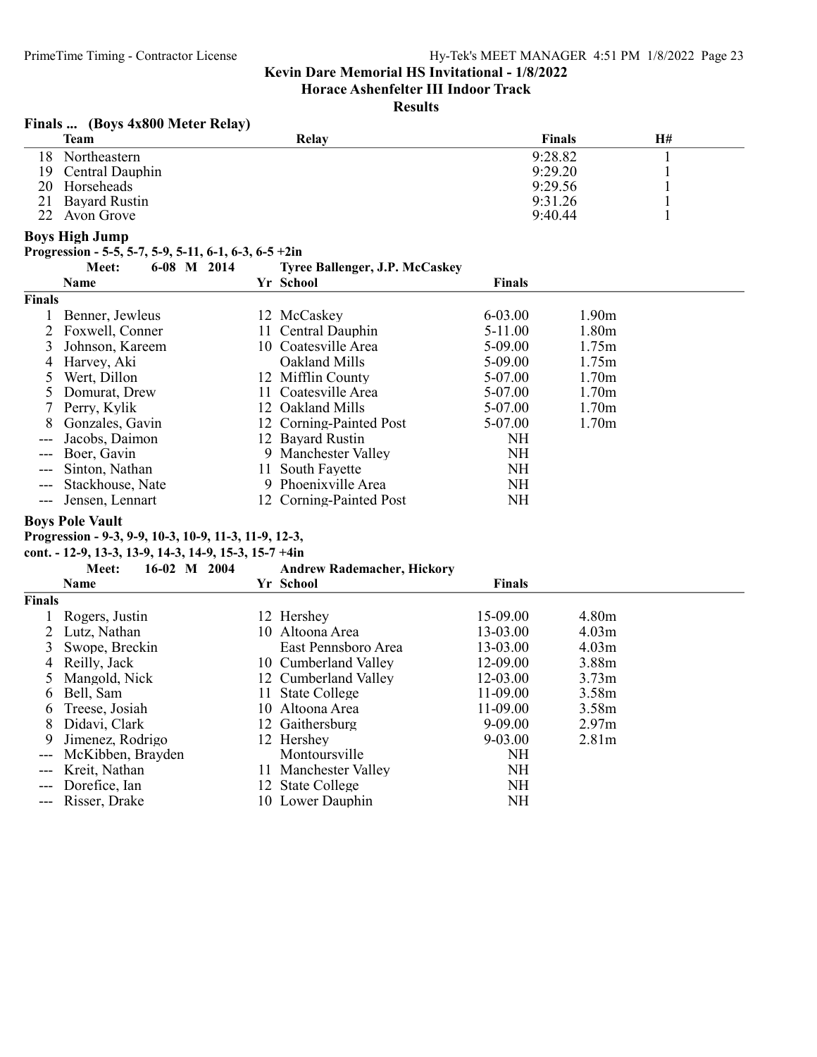## Kevin Dare Memorial HS Invitational - 1/8/2022

### Horace Ashenfelter III Indoor Track

### Results

**Finals ... (Boys 4x800 Meter Relay)**

| | Team | Relay | Finals | H# |
|---|---|---|---|---|
| 18 | Northeastern | | 9:28.82 | 1 |
| 19 | Central Dauphin | | 9:29.20 | 1 |
| 20 | Horseheads | | 9:29.56 | 1 |
| 21 | Bayard Rustin | | 9:31.26 | 1 |
| 22 | Avon Grove | | 9:40.44 | 1 |

**Boys High Jump**

Progression - 5-5, 5-7, 5-9, 5-11, 6-1, 6-3, 6-5 +2in

Meet: 6-08 M 2014 Tyree Ballenger, J.P. McCaskey

| | Name | Yr | School | Finals | |
|---|---|---|---|---|---|
| **Finals** | | | | | |
| 1 | Benner, Jewleus | 12 | McCaskey | 6-03.00 | 1.90m |
| 2 | Foxwell, Conner | 11 | Central Dauphin | 5-11.00 | 1.80m |
| 3 | Johnson, Kareem | 10 | Coatesville Area | 5-09.00 | 1.75m |
| 4 | Harvey, Aki | | Oakland Mills | 5-09.00 | 1.75m |
| 5 | Wert, Dillon | 12 | Mifflin County | 5-07.00 | 1.70m |
| 5 | Domurat, Drew | 11 | Coatesville Area | 5-07.00 | 1.70m |
| 7 | Perry, Kylik | 12 | Oakland Mills | 5-07.00 | 1.70m |
| 8 | Gonzales, Gavin | 12 | Corning-Painted Post | 5-07.00 | 1.70m |
| --- | Jacobs, Daimon | 12 | Bayard Rustin | NH | |
| --- | Boer, Gavin | 9 | Manchester Valley | NH | |
| --- | Sinton, Nathan | 11 | South Fayette | NH | |
| --- | Stackhouse, Nate | 9 | Phoenixville Area | NH | |
| --- | Jensen, Lennart | 12 | Corning-Painted Post | NH | |

**Boys Pole Vault**

Progression - 9-3, 9-9, 10-3, 10-9, 11-3, 11-9, 12-3,
cont. - 12-9, 13-3, 13-9, 14-3, 14-9, 15-3, 15-7 +4in

Meet: 16-02 M 2004 Andrew Rademacher, Hickory

| | Name | Yr | School | Finals | |
|---|---|---|---|---|---|
| **Finals** | | | | | |
| 1 | Rogers, Justin | 12 | Hershey | 15-09.00 | 4.80m |
| 2 | Lutz, Nathan | 10 | Altoona Area | 13-03.00 | 4.03m |
| 3 | Swope, Breckin | | East Pennsboro Area | 13-03.00 | 4.03m |
| 4 | Reilly, Jack | 10 | Cumberland Valley | 12-09.00 | 3.88m |
| 5 | Mangold, Nick | 12 | Cumberland Valley | 12-03.00 | 3.73m |
| 6 | Bell, Sam | 11 | State College | 11-09.00 | 3.58m |
| 6 | Treese, Josiah | 10 | Altoona Area | 11-09.00 | 3.58m |
| 8 | Didavi, Clark | 12 | Gaithersburg | 9-09.00 | 2.97m |
| 9 | Jimenez, Rodrigo | 12 | Hershey | 9-03.00 | 2.81m |
| --- | McKibben, Brayden | | Montoursville | NH | |
| --- | Kreit, Nathan | 11 | Manchester Valley | NH | |
| --- | Dorefice, Ian | 12 | State College | NH | |
| --- | Risser, Drake | 10 | Lower Dauphin | NH | |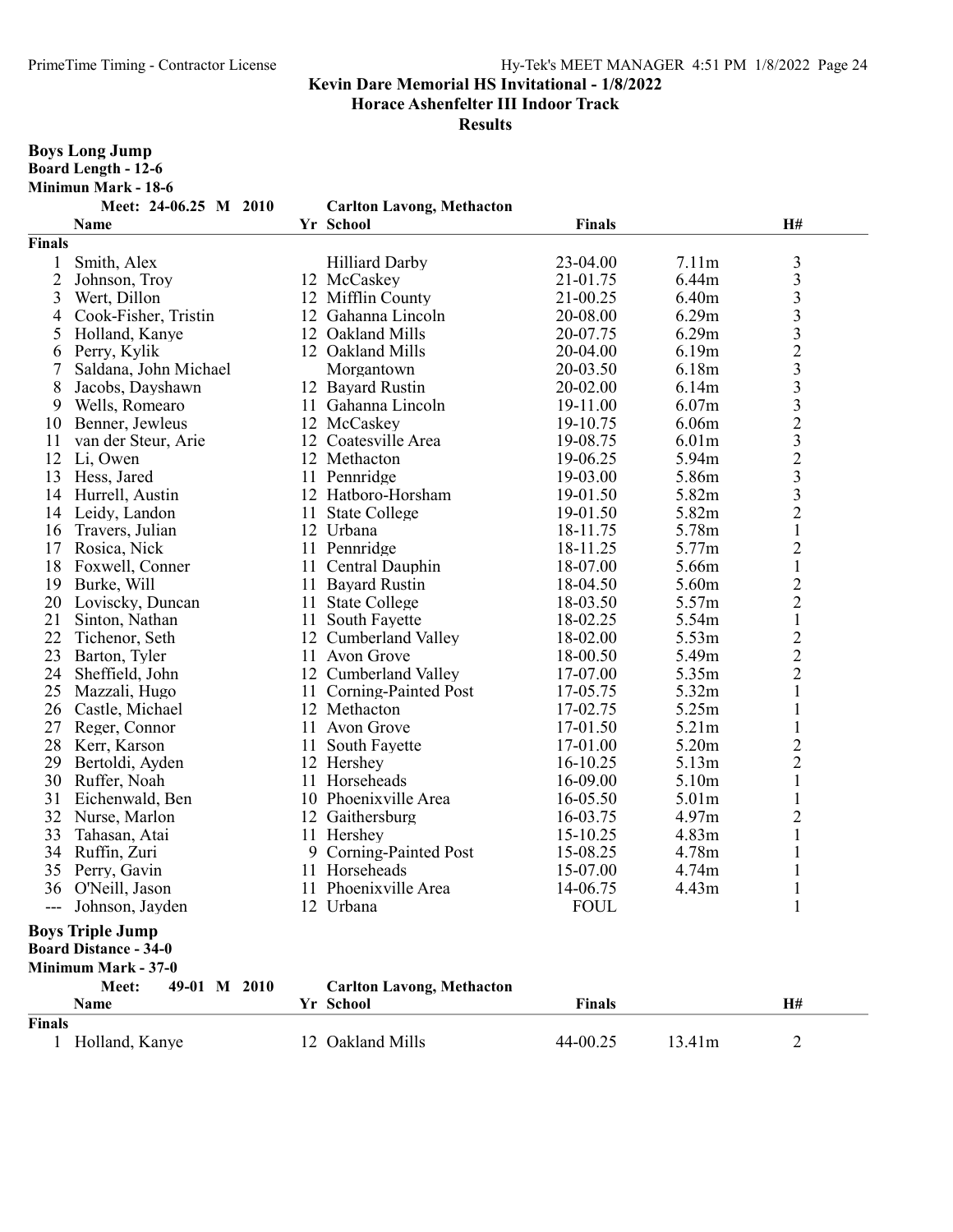**Kevin Dare Memorial HS Invitational - 1/8/2022**
**Horace Ashenfelter III Indoor Track**
**Results**

## Boys Long Jump

**Board Length - 12-6**
**Minimun Mark - 18-6**

**Meet: 24-06.25 M 2010 Carlton Lavong, Methacton**

| | Name | Yr | School | Finals | | H# |
|---|---|---|---|---|---|---|
| **Finals** | | | | | | |
| 1 | Smith, Alex | | Hilliard Darby | 23-04.00 | 7.11m | 3 |
| 2 | Johnson, Troy | 12 | McCaskey | 21-01.75 | 6.44m | 3 |
| 3 | Wert, Dillon | 12 | Mifflin County | 21-00.25 | 6.40m | 3 |
| 4 | Cook-Fisher, Tristin | 12 | Gahanna Lincoln | 20-08.00 | 6.29m | 3 |
| 5 | Holland, Kanye | 12 | Oakland Mills | 20-07.75 | 6.29m | 3 |
| 6 | Perry, Kylik | 12 | Oakland Mills | 20-04.00 | 6.19m | 2 |
| 7 | Saldana, John Michael | | Morgantown | 20-03.50 | 6.18m | 3 |
| 8 | Jacobs, Dayshawn | 12 | Bayard Rustin | 20-02.00 | 6.14m | 3 |
| 9 | Wells, Romearo | 11 | Gahanna Lincoln | 19-11.00 | 6.07m | 3 |
| 10 | Benner, Jewleus | 12 | McCaskey | 19-10.75 | 6.06m | 2 |
| 11 | van der Steur, Arie | 12 | Coatesville Area | 19-08.75 | 6.01m | 3 |
| 12 | Li, Owen | 12 | Methacton | 19-06.25 | 5.94m | 2 |
| 13 | Hess, Jared | 11 | Pennridge | 19-03.00 | 5.86m | 3 |
| 14 | Hurrell, Austin | 12 | Hatboro-Horsham | 19-01.50 | 5.82m | 3 |
| 14 | Leidy, Landon | 11 | State College | 19-01.50 | 5.82m | 2 |
| 16 | Travers, Julian | 12 | Urbana | 18-11.75 | 5.78m | 1 |
| 17 | Rosica, Nick | 11 | Pennridge | 18-11.25 | 5.77m | 2 |
| 18 | Foxwell, Conner | 11 | Central Dauphin | 18-07.00 | 5.66m | 1 |
| 19 | Burke, Will | 11 | Bayard Rustin | 18-04.50 | 5.60m | 2 |
| 20 | Loviscky, Duncan | 11 | State College | 18-03.50 | 5.57m | 2 |
| 21 | Sinton, Nathan | 11 | South Fayette | 18-02.25 | 5.54m | 1 |
| 22 | Tichenor, Seth | 12 | Cumberland Valley | 18-02.00 | 5.53m | 2 |
| 23 | Barton, Tyler | 11 | Avon Grove | 18-00.50 | 5.49m | 2 |
| 24 | Sheffield, John | 12 | Cumberland Valley | 17-07.00 | 5.35m | 2 |
| 25 | Mazzali, Hugo | 11 | Corning-Painted Post | 17-05.75 | 5.32m | 1 |
| 26 | Castle, Michael | 12 | Methacton | 17-02.75 | 5.25m | 1 |
| 27 | Reger, Connor | 11 | Avon Grove | 17-01.50 | 5.21m | 1 |
| 28 | Kerr, Karson | 11 | South Fayette | 17-01.00 | 5.20m | 2 |
| 29 | Bertoldi, Ayden | 12 | Hershey | 16-10.25 | 5.13m | 2 |
| 30 | Ruffer, Noah | 11 | Horseheads | 16-09.00 | 5.10m | 1 |
| 31 | Eichenwald, Ben | 10 | Phoenixville Area | 16-05.50 | 5.01m | 1 |
| 32 | Nurse, Marlon | 12 | Gaithersburg | 16-03.75 | 4.97m | 2 |
| 33 | Tahasan, Atai | 11 | Hershey | 15-10.25 | 4.83m | 1 |
| 34 | Ruffin, Zuri | 9 | Corning-Painted Post | 15-08.25 | 4.78m | 1 |
| 35 | Perry, Gavin | 11 | Horseheads | 15-07.00 | 4.74m | 1 |
| 36 | O'Neill, Jason | 11 | Phoenixville Area | 14-06.75 | 4.43m | 1 |
| --- | Johnson, Jayden | 12 | Urbana | FOUL | | 1 |

## Boys Triple Jump

**Board Distance - 34-0**
**Minimum Mark - 37-0**

**Meet: 49-01 M 2010 Carlton Lavong, Methacton**

| | Name | Yr | School | Finals | | H# |
|---|---|---|---|---|---|---|
| **Finals** | | | | | | |
| 1 | Holland, Kanye | 12 | Oakland Mills | 44-00.25 | 13.41m | 2 |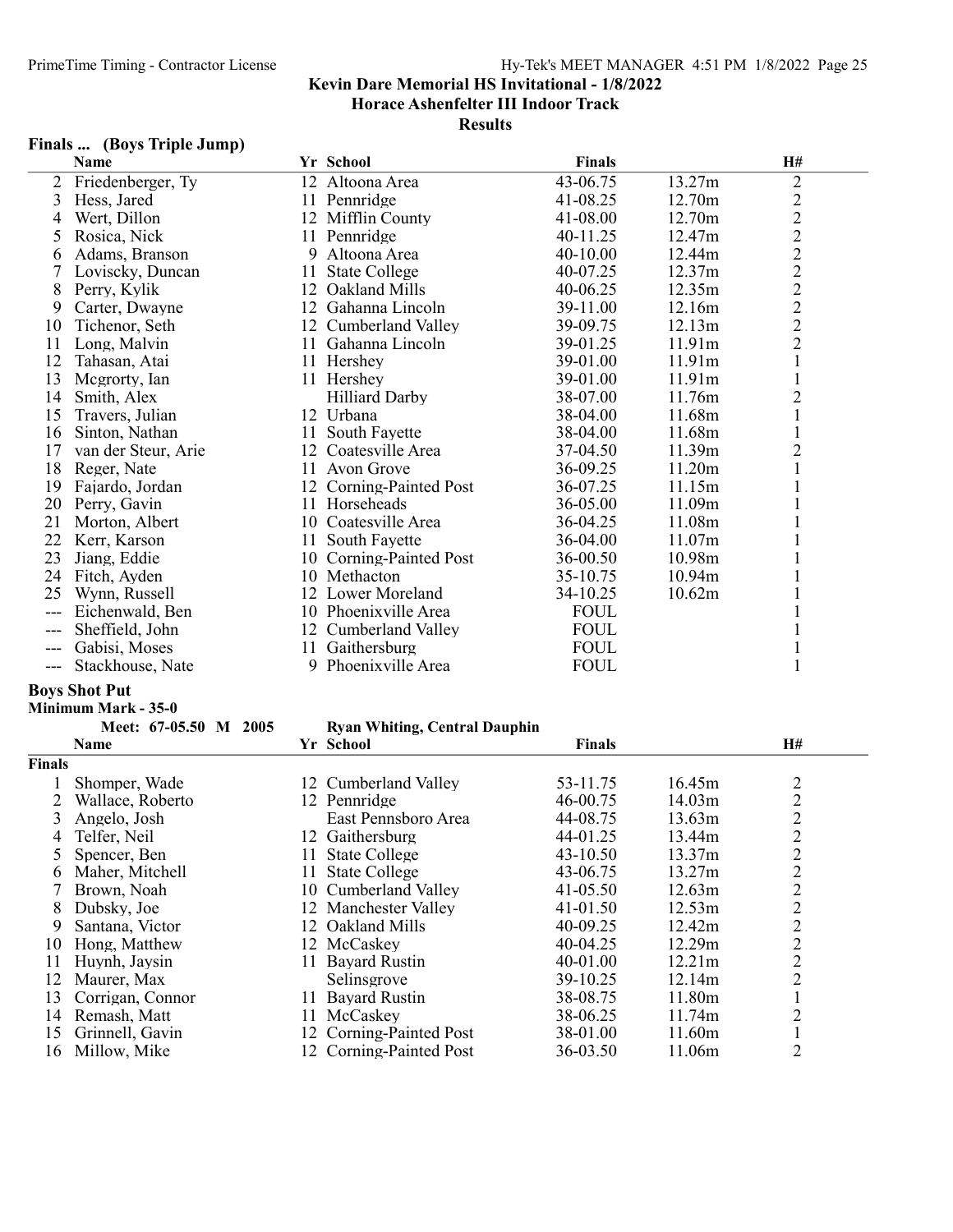## Kevin Dare Memorial HS Invitational - 1/8/2022
## Horace Ashenfelter III Indoor Track
## Results

### Finals ... (Boys Triple Jump)

| | Name | Yr | School | Finals | | H# |
|---|---|---|---|---|---|---|
| 2 | Friedenberger, Ty | 12 | Altoona Area | 43-06.75 | 13.27m | 2 |
| 3 | Hess, Jared | 11 | Pennridge | 41-08.25 | 12.70m | 2 |
| 4 | Wert, Dillon | 12 | Mifflin County | 41-08.00 | 12.70m | 2 |
| 5 | Rosica, Nick | 11 | Pennridge | 40-11.25 | 12.47m | 2 |
| 6 | Adams, Branson | 9 | Altoona Area | 40-10.00 | 12.44m | 2 |
| 7 | Loviscky, Duncan | 11 | State College | 40-07.25 | 12.37m | 2 |
| 8 | Perry, Kylik | 12 | Oakland Mills | 40-06.25 | 12.35m | 2 |
| 9 | Carter, Dwayne | 12 | Gahanna Lincoln | 39-11.00 | 12.16m | 2 |
| 10 | Tichenor, Seth | 12 | Cumberland Valley | 39-09.75 | 12.13m | 2 |
| 11 | Long, Malvin | 11 | Gahanna Lincoln | 39-01.25 | 11.91m | 2 |
| 12 | Tahasan, Atai | 11 | Hershey | 39-01.00 | 11.91m | 1 |
| 13 | Mcgrorty, Ian | 11 | Hershey | 39-01.00 | 11.91m | 1 |
| 14 | Smith, Alex | | Hilliard Darby | 38-07.00 | 11.76m | 2 |
| 15 | Travers, Julian | 12 | Urbana | 38-04.00 | 11.68m | 1 |
| 16 | Sinton, Nathan | 11 | South Fayette | 38-04.00 | 11.68m | 1 |
| 17 | van der Steur, Arie | 12 | Coatesville Area | 37-04.50 | 11.39m | 2 |
| 18 | Reger, Nate | 11 | Avon Grove | 36-09.25 | 11.20m | 1 |
| 19 | Fajardo, Jordan | 12 | Corning-Painted Post | 36-07.25 | 11.15m | 1 |
| 20 | Perry, Gavin | 11 | Horseheads | 36-05.00 | 11.09m | 1 |
| 21 | Morton, Albert | 10 | Coatesville Area | 36-04.25 | 11.08m | 1 |
| 22 | Kerr, Karson | 11 | South Fayette | 36-04.00 | 11.07m | 1 |
| 23 | Jiang, Eddie | 10 | Corning-Painted Post | 36-00.50 | 10.98m | 1 |
| 24 | Fitch, Ayden | 10 | Methacton | 35-10.75 | 10.94m | 1 |
| 25 | Wynn, Russell | 12 | Lower Moreland | 34-10.25 | 10.62m | 1 |
| --- | Eichenwald, Ben | 10 | Phoenixville Area | FOUL | | 1 |
| --- | Sheffield, John | 12 | Cumberland Valley | FOUL | | 1 |
| --- | Gabisi, Moses | 11 | Gaithersburg | FOUL | | 1 |
| --- | Stackhouse, Nate | 9 | Phoenixville Area | FOUL | | 1 |

### Boys Shot Put

**Minimum Mark - 35-0**

**Meet: 67-05.50 M 2005 — Ryan Whiting, Central Dauphin**

| | Name | Yr | School | Finals | | H# |
|---|---|---|---|---|---|---|
| **Finals** | | | | | | |
| 1 | Shomper, Wade | 12 | Cumberland Valley | 53-11.75 | 16.45m | 2 |
| 2 | Wallace, Roberto | 12 | Pennridge | 46-00.75 | 14.03m | 2 |
| 3 | Angelo, Josh | | East Pennsboro Area | 44-08.75 | 13.63m | 2 |
| 4 | Telfer, Neil | 12 | Gaithersburg | 44-01.25 | 13.44m | 2 |
| 5 | Spencer, Ben | 11 | State College | 43-10.50 | 13.37m | 2 |
| 6 | Maher, Mitchell | 11 | State College | 43-06.75 | 13.27m | 2 |
| 7 | Brown, Noah | 10 | Cumberland Valley | 41-05.50 | 12.63m | 2 |
| 8 | Dubsky, Joe | 12 | Manchester Valley | 41-01.50 | 12.53m | 2 |
| 9 | Santana, Victor | 12 | Oakland Mills | 40-09.25 | 12.42m | 2 |
| 10 | Hong, Matthew | 12 | McCaskey | 40-04.25 | 12.29m | 2 |
| 11 | Huynh, Jaysin | 11 | Bayard Rustin | 40-01.00 | 12.21m | 2 |
| 12 | Maurer, Max | | Selinsgrove | 39-10.25 | 12.14m | 2 |
| 13 | Corrigan, Connor | 11 | Bayard Rustin | 38-08.75 | 11.80m | 1 |
| 14 | Remash, Matt | 11 | McCaskey | 38-06.25 | 11.74m | 2 |
| 15 | Grinnell, Gavin | 12 | Corning-Painted Post | 38-01.00 | 11.60m | 1 |
| 16 | Millow, Mike | 12 | Corning-Painted Post | 36-03.50 | 11.06m | 2 |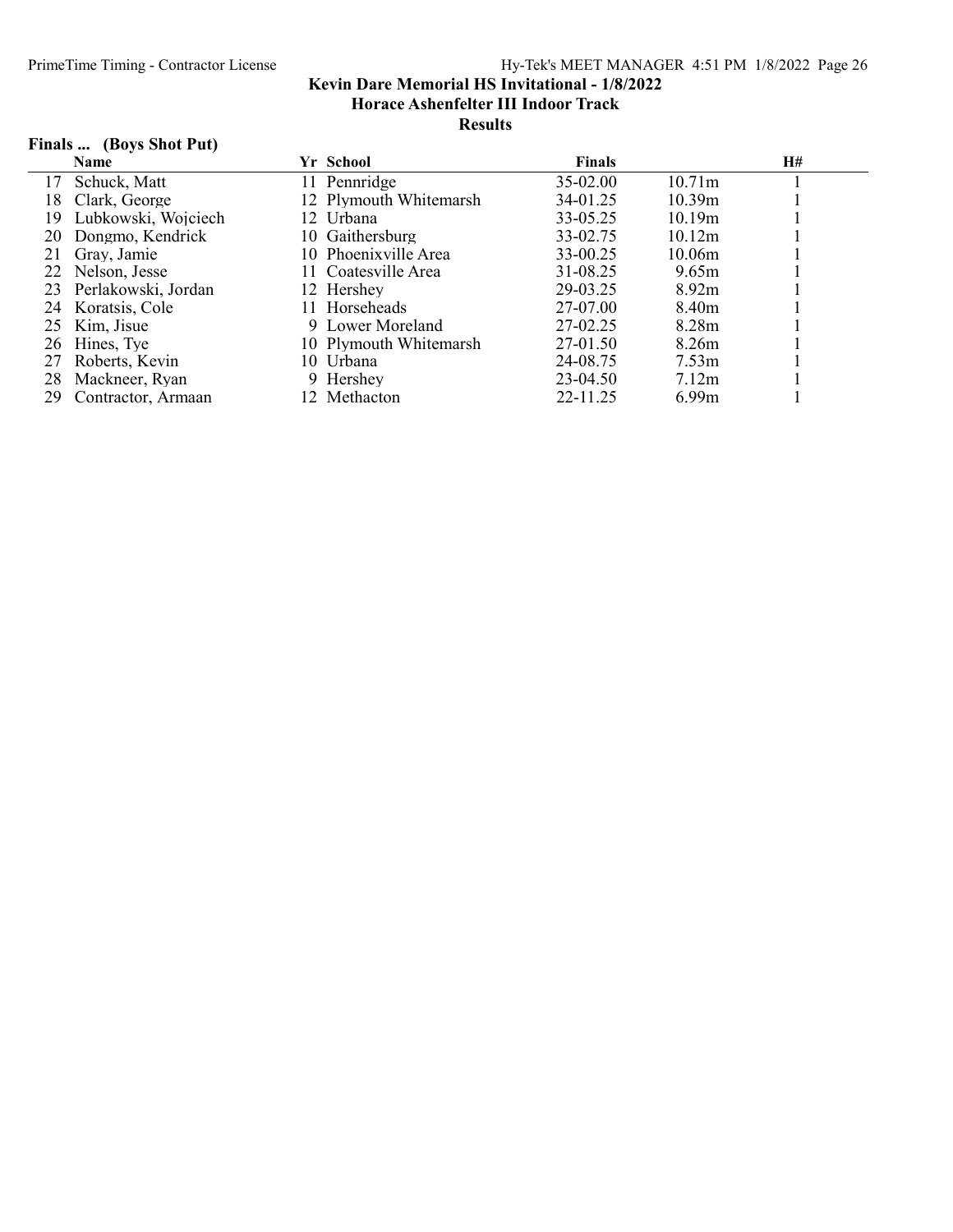**Kevin Dare Memorial HS Invitational - 1/8/2022**

**Horace Ashenfelter III Indoor Track**

**Results**

### Finals ... (Boys Shot Put)

| | Name | Yr | School | Finals | | H# |
|---|---|---|---|---|---|---|
| 17 | Schuck, Matt | 11 | Pennridge | 35-02.00 | 10.71m | 1 |
| 18 | Clark, George | 12 | Plymouth Whitemarsh | 34-01.25 | 10.39m | 1 |
| 19 | Lubkowski, Wojciech | 12 | Urbana | 33-05.25 | 10.19m | 1 |
| 20 | Dongmo, Kendrick | 10 | Gaithersburg | 33-02.75 | 10.12m | 1 |
| 21 | Gray, Jamie | 10 | Phoenixville Area | 33-00.25 | 10.06m | 1 |
| 22 | Nelson, Jesse | 11 | Coatesville Area | 31-08.25 | 9.65m | 1 |
| 23 | Perlakowski, Jordan | 12 | Hershey | 29-03.25 | 8.92m | 1 |
| 24 | Koratsis, Cole | 11 | Horseheads | 27-07.00 | 8.40m | 1 |
| 25 | Kim, Jisue | 9 | Lower Moreland | 27-02.25 | 8.28m | 1 |
| 26 | Hines, Tye | 10 | Plymouth Whitemarsh | 27-01.50 | 8.26m | 1 |
| 27 | Roberts, Kevin | 10 | Urbana | 24-08.75 | 7.53m | 1 |
| 28 | Mackneer, Ryan | 9 | Hershey | 23-04.50 | 7.12m | 1 |
| 29 | Contractor, Armaan | 12 | Methacton | 22-11.25 | 6.99m | 1 |